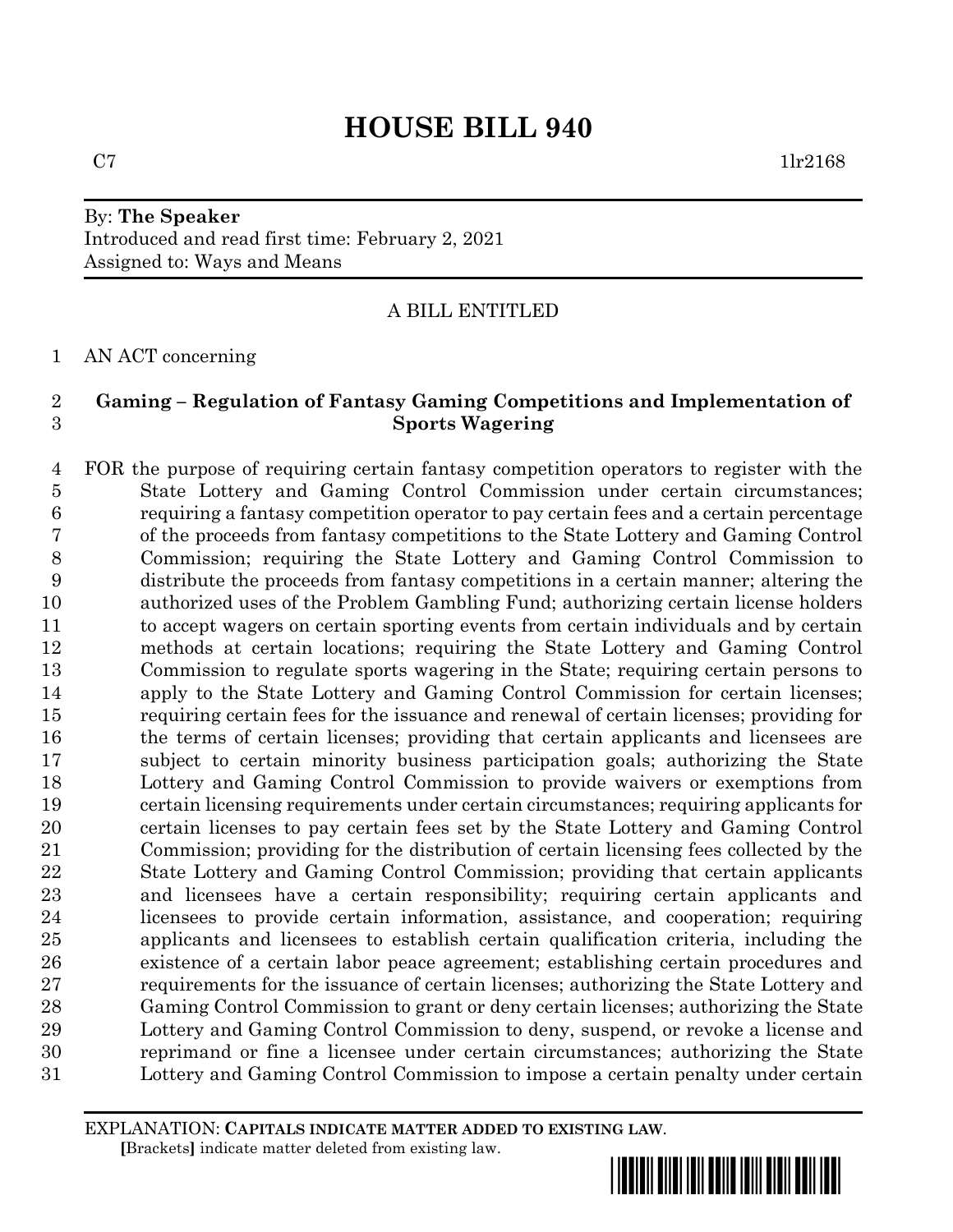# HOUSE BILL 940

C7 1lr2168

By: **The Speaker**
Introduced and read first time: February 2, 2021
Assigned to: Ways and Means

A BILL ENTITLED

1 AN ACT concerning

2 **Gaming – Regulation of Fantasy Gaming Competitions and Implementation of**
3 **Sports Wagering**

4 FOR the purpose of requiring certain fantasy competition operators to register with the
5 State Lottery and Gaming Control Commission under certain circumstances;
6 requiring a fantasy competition operator to pay certain fees and a certain percentage
7 of the proceeds from fantasy competitions to the State Lottery and Gaming Control
8 Commission; requiring the State Lottery and Gaming Control Commission to
9 distribute the proceeds from fantasy competitions in a certain manner; altering the
10 authorized uses of the Problem Gambling Fund; authorizing certain license holders
11 to accept wagers on certain sporting events from certain individuals and by certain
12 methods at certain locations; requiring the State Lottery and Gaming Control
13 Commission to regulate sports wagering in the State; requiring certain persons to
14 apply to the State Lottery and Gaming Control Commission for certain licenses;
15 requiring certain fees for the issuance and renewal of certain licenses; providing for
16 the terms of certain licenses; providing that certain applicants and licensees are
17 subject to certain minority business participation goals; authorizing the State
18 Lottery and Gaming Control Commission to provide waivers or exemptions from
19 certain licensing requirements under certain circumstances; requiring applicants for
20 certain licenses to pay certain fees set by the State Lottery and Gaming Control
21 Commission; providing for the distribution of certain licensing fees collected by the
22 State Lottery and Gaming Control Commission; providing that certain applicants
23 and licensees have a certain responsibility; requiring certain applicants and
24 licensees to provide certain information, assistance, and cooperation; requiring
25 applicants and licensees to establish certain qualification criteria, including the
26 existence of a certain labor peace agreement; establishing certain procedures and
27 requirements for the issuance of certain licenses; authorizing the State Lottery and
28 Gaming Control Commission to grant or deny certain licenses; authorizing the State
29 Lottery and Gaming Control Commission to deny, suspend, or revoke a license and
30 reprimand or fine a licensee under certain circumstances; authorizing the State
31 Lottery and Gaming Control Commission to impose a certain penalty under certain

EXPLANATION: **CAPITALS INDICATE MATTER ADDED TO EXISTING LAW.**
**[**Brackets**]** indicate matter deleted from existing law.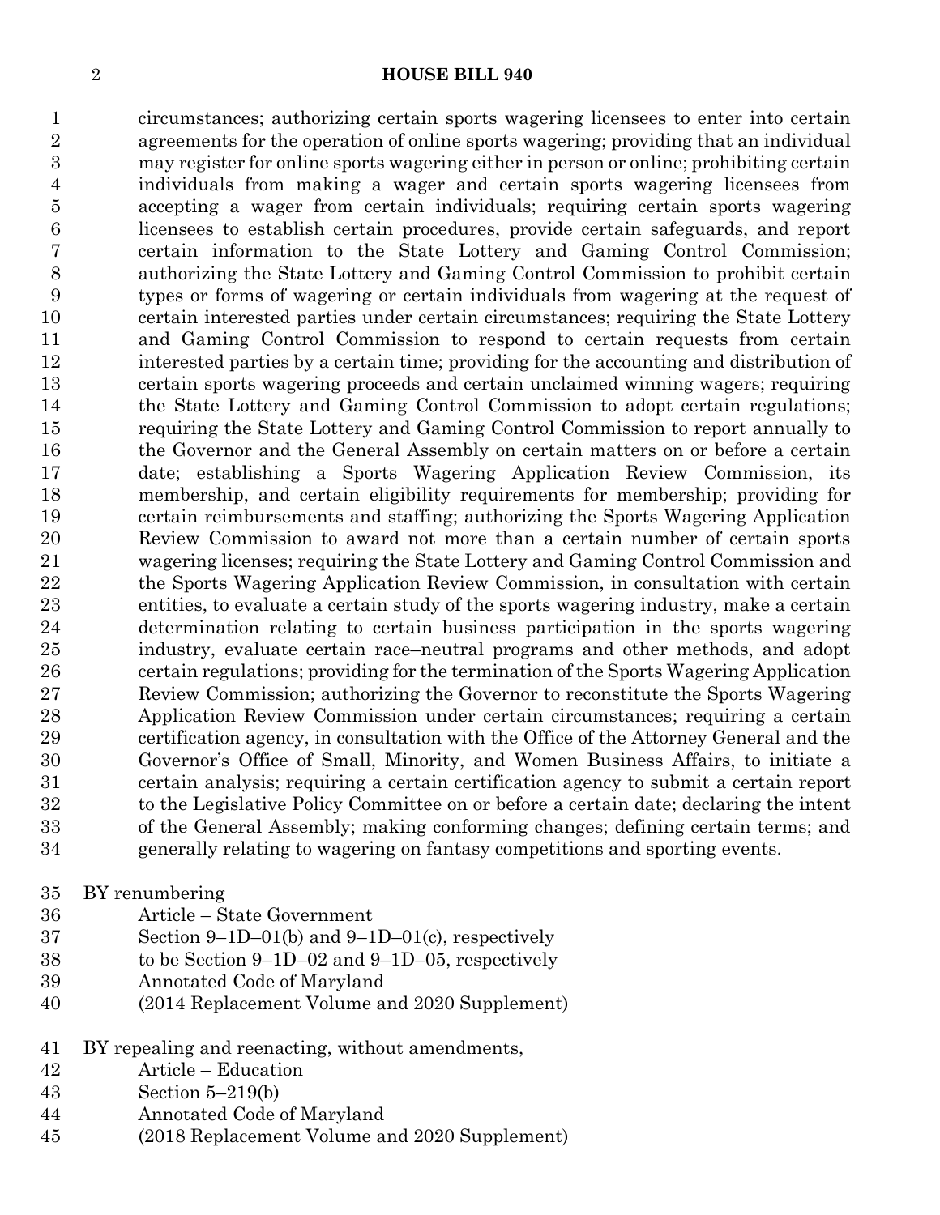circumstances; authorizing certain sports wagering licensees to enter into certain agreements for the operation of online sports wagering; providing that an individual may register for online sports wagering either in person or online; prohibiting certain individuals from making a wager and certain sports wagering licensees from accepting a wager from certain individuals; requiring certain sports wagering licensees to establish certain procedures, provide certain safeguards, and report certain information to the State Lottery and Gaming Control Commission; authorizing the State Lottery and Gaming Control Commission to prohibit certain types or forms of wagering or certain individuals from wagering at the request of certain interested parties under certain circumstances; requiring the State Lottery and Gaming Control Commission to respond to certain requests from certain interested parties by a certain time; providing for the accounting and distribution of certain sports wagering proceeds and certain unclaimed winning wagers; requiring the State Lottery and Gaming Control Commission to adopt certain regulations; requiring the State Lottery and Gaming Control Commission to report annually to the Governor and the General Assembly on certain matters on or before a certain date; establishing a Sports Wagering Application Review Commission, its membership, and certain eligibility requirements for membership; providing for certain reimbursements and staffing; authorizing the Sports Wagering Application Review Commission to award not more than a certain number of certain sports wagering licenses; requiring the State Lottery and Gaming Control Commission and the Sports Wagering Application Review Commission, in consultation with certain entities, to evaluate a certain study of the sports wagering industry, make a certain determination relating to certain business participation in the sports wagering industry, evaluate certain race–neutral programs and other methods, and adopt certain regulations; providing for the termination of the Sports Wagering Application Review Commission; authorizing the Governor to reconstitute the Sports Wagering Application Review Commission under certain circumstances; requiring a certain certification agency, in consultation with the Office of the Attorney General and the Governor's Office of Small, Minority, and Women Business Affairs, to initiate a certain analysis; requiring a certain certification agency to submit a certain report to the Legislative Policy Committee on or before a certain date; declaring the intent of the General Assembly; making conforming changes; defining certain terms; and generally relating to wagering on fantasy competitions and sporting events.

BY renumbering
- Article – State Government
- Section 9–1D–01(b) and 9–1D–01(c), respectively
- to be Section 9–1D–02 and 9–1D–05, respectively
- Annotated Code of Maryland
- (2014 Replacement Volume and 2020 Supplement)

BY repealing and reenacting, without amendments,
- Article – Education
- Section 5–219(b)
- Annotated Code of Maryland
- (2018 Replacement Volume and 2020 Supplement)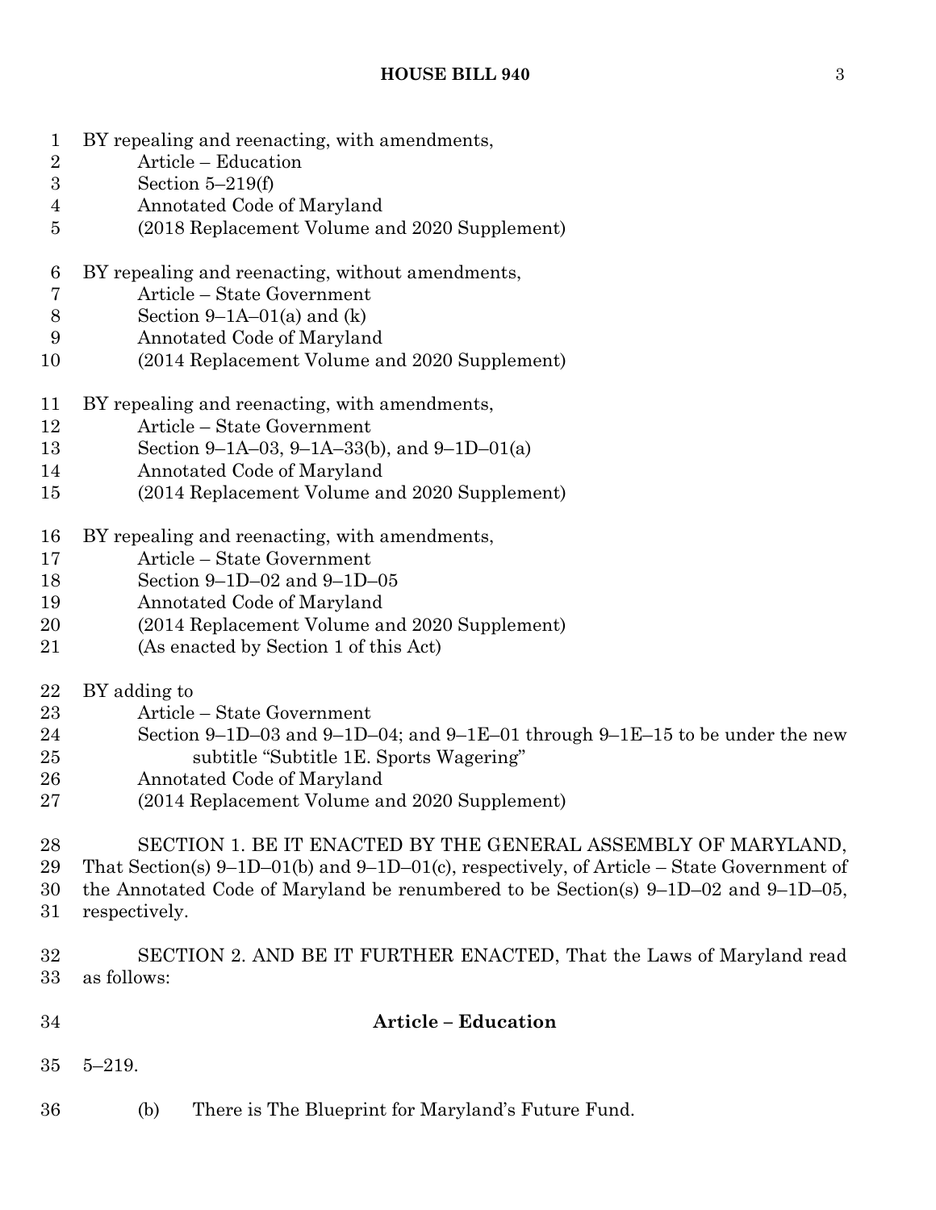BY repealing and reenacting, with amendments,
Article – Education
Section 5–219(f)
Annotated Code of Maryland
(2018 Replacement Volume and 2020 Supplement)

BY repealing and reenacting, without amendments,
Article – State Government
Section 9–1A–01(a) and (k)
Annotated Code of Maryland
(2014 Replacement Volume and 2020 Supplement)

BY repealing and reenacting, with amendments,
Article – State Government
Section 9–1A–03, 9–1A–33(b), and 9–1D–01(a)
Annotated Code of Maryland
(2014 Replacement Volume and 2020 Supplement)

BY repealing and reenacting, with amendments,
Article – State Government
Section 9–1D–02 and 9–1D–05
Annotated Code of Maryland
(2014 Replacement Volume and 2020 Supplement)
(As enacted by Section 1 of this Act)

BY adding to
Article – State Government
Section 9–1D–03 and 9–1D–04; and 9–1E–01 through 9–1E–15 to be under the new subtitle "Subtitle 1E. Sports Wagering"
Annotated Code of Maryland
(2014 Replacement Volume and 2020 Supplement)

SECTION 1. BE IT ENACTED BY THE GENERAL ASSEMBLY OF MARYLAND, That Section(s) 9–1D–01(b) and 9–1D–01(c), respectively, of Article – State Government of the Annotated Code of Maryland be renumbered to be Section(s) 9–1D–02 and 9–1D–05, respectively.

SECTION 2. AND BE IT FURTHER ENACTED, That the Laws of Maryland read as follows:

**Article – Education**

5–219.

(b) There is The Blueprint for Maryland's Future Fund.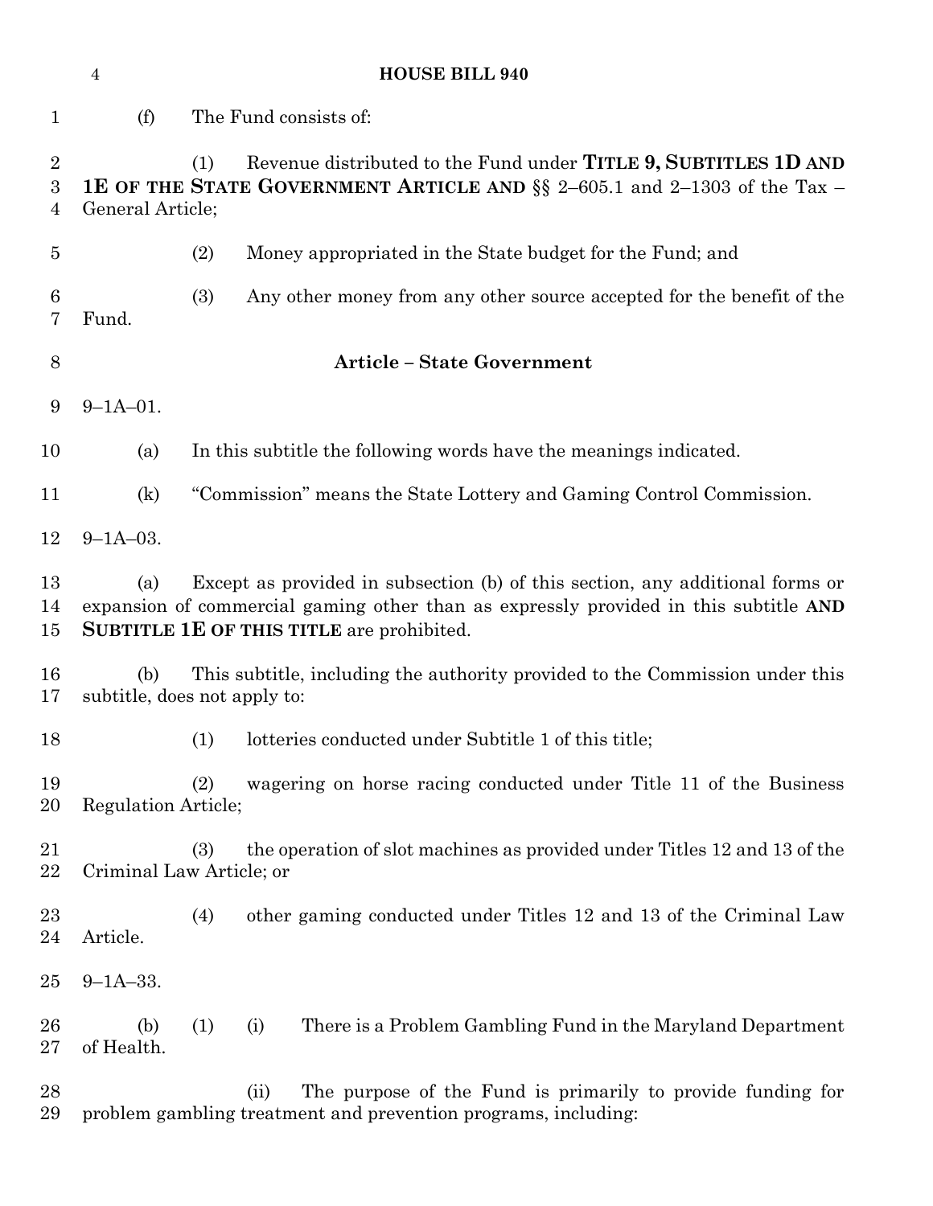(f) The Fund consists of:

(1) Revenue distributed to the Fund under **TITLE 9, SUBTITLES 1D AND 1E OF THE STATE GOVERNMENT ARTICLE AND** §§ 2–605.1 and 2–1303 of the Tax – General Article;

(2) Money appropriated in the State budget for the Fund; and

(3) Any other money from any other source accepted for the benefit of the Fund.

## Article – State Government

9–1A–01.

(a) In this subtitle the following words have the meanings indicated.

(k) "Commission" means the State Lottery and Gaming Control Commission.

9–1A–03.

(a) Except as provided in subsection (b) of this section, any additional forms or expansion of commercial gaming other than as expressly provided in this subtitle **AND SUBTITLE 1E OF THIS TITLE** are prohibited.

(b) This subtitle, including the authority provided to the Commission under this subtitle, does not apply to:

(1) lotteries conducted under Subtitle 1 of this title;

(2) wagering on horse racing conducted under Title 11 of the Business Regulation Article;

(3) the operation of slot machines as provided under Titles 12 and 13 of the Criminal Law Article; or

(4) other gaming conducted under Titles 12 and 13 of the Criminal Law Article.

9–1A–33.

(b) (1) (i) There is a Problem Gambling Fund in the Maryland Department of Health.

(ii) The purpose of the Fund is primarily to provide funding for problem gambling treatment and prevention programs, including: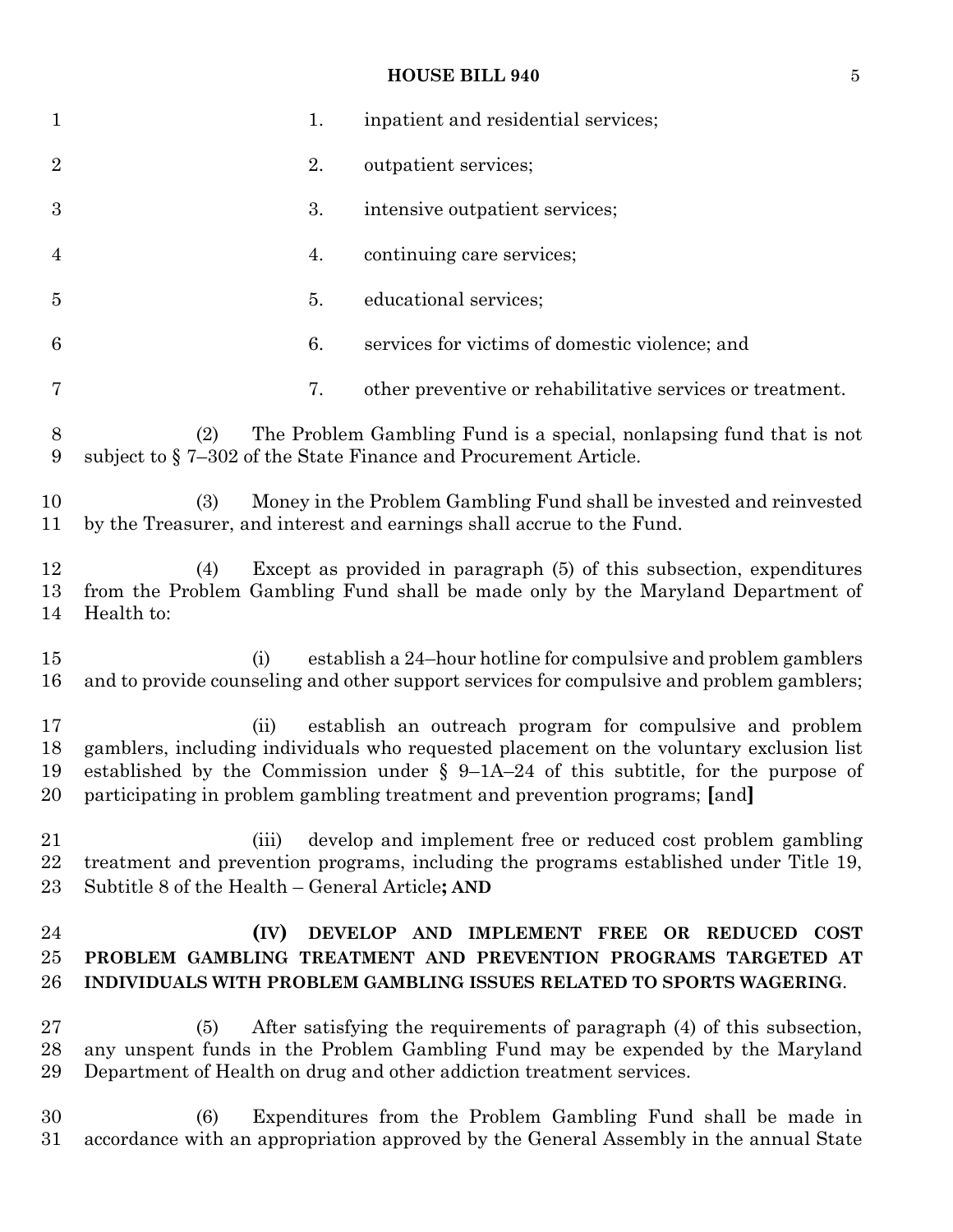1. inpatient and residential services;

2. outpatient services;

3. intensive outpatient services;

4. continuing care services;

5. educational services;

6. services for victims of domestic violence; and

7. other preventive or rehabilitative services or treatment.

(2) The Problem Gambling Fund is a special, nonlapsing fund that is not subject to § 7–302 of the State Finance and Procurement Article.

(3) Money in the Problem Gambling Fund shall be invested and reinvested by the Treasurer, and interest and earnings shall accrue to the Fund.

(4) Except as provided in paragraph (5) of this subsection, expenditures from the Problem Gambling Fund shall be made only by the Maryland Department of Health to:

(i) establish a 24–hour hotline for compulsive and problem gamblers and to provide counseling and other support services for compulsive and problem gamblers;

(ii) establish an outreach program for compulsive and problem gamblers, including individuals who requested placement on the voluntary exclusion list established by the Commission under § 9–1A–24 of this subtitle, for the purpose of participating in problem gambling treatment and prevention programs; **[**and**]**

(iii) develop and implement free or reduced cost problem gambling treatment and prevention programs, including the programs established under Title 19, Subtitle 8 of the Health – General Article**; AND**

**(IV) DEVELOP AND IMPLEMENT FREE OR REDUCED COST PROBLEM GAMBLING TREATMENT AND PREVENTION PROGRAMS TARGETED AT INDIVIDUALS WITH PROBLEM GAMBLING ISSUES RELATED TO SPORTS WAGERING**.

(5) After satisfying the requirements of paragraph (4) of this subsection, any unspent funds in the Problem Gambling Fund may be expended by the Maryland Department of Health on drug and other addiction treatment services.

(6) Expenditures from the Problem Gambling Fund shall be made in accordance with an appropriation approved by the General Assembly in the annual State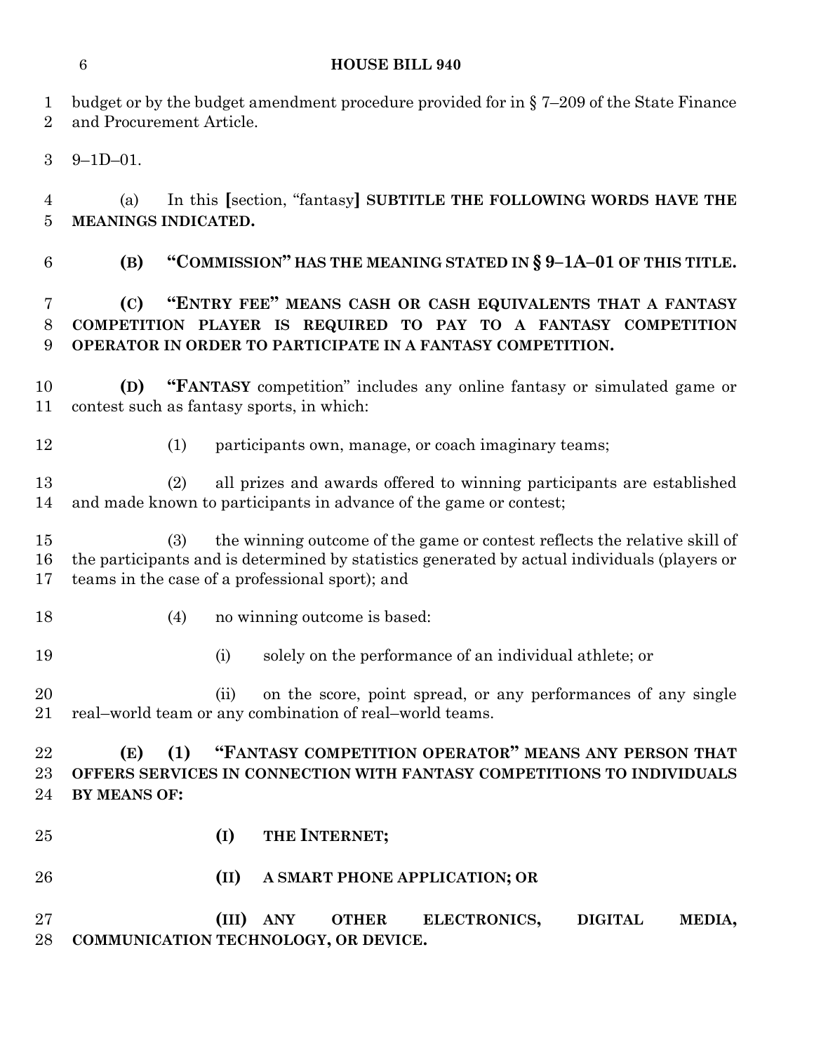budget or by the budget amendment procedure provided for in § 7–209 of the State Finance and Procurement Article.

9–1D–01.

(a) In this [section, "fantasy] **SUBTITLE THE FOLLOWING WORDS HAVE THE MEANINGS INDICATED.**

**(B) "COMMISSION" HAS THE MEANING STATED IN § 9–1A–01 OF THIS TITLE.**

**(C) "ENTRY FEE" MEANS CASH OR CASH EQUIVALENTS THAT A FANTASY COMPETITION PLAYER IS REQUIRED TO PAY TO A FANTASY COMPETITION OPERATOR IN ORDER TO PARTICIPATE IN A FANTASY COMPETITION.**

**(D) "FANTASY** competition" includes any online fantasy or simulated game or contest such as fantasy sports, in which:

(1) participants own, manage, or coach imaginary teams;

(2) all prizes and awards offered to winning participants are established and made known to participants in advance of the game or contest;

(3) the winning outcome of the game or contest reflects the relative skill of the participants and is determined by statistics generated by actual individuals (players or teams in the case of a professional sport); and

(4) no winning outcome is based:

(i) solely on the performance of an individual athlete; or

(ii) on the score, point spread, or any performances of any single real–world team or any combination of real–world teams.

**(E) (1) "FANTASY COMPETITION OPERATOR" MEANS ANY PERSON THAT OFFERS SERVICES IN CONNECTION WITH FANTASY COMPETITIONS TO INDIVIDUALS BY MEANS OF:**

**(I) THE INTERNET;**

**(II) A SMART PHONE APPLICATION; OR**

**(III) ANY OTHER ELECTRONICS, DIGITAL MEDIA, COMMUNICATION TECHNOLOGY, OR DEVICE.**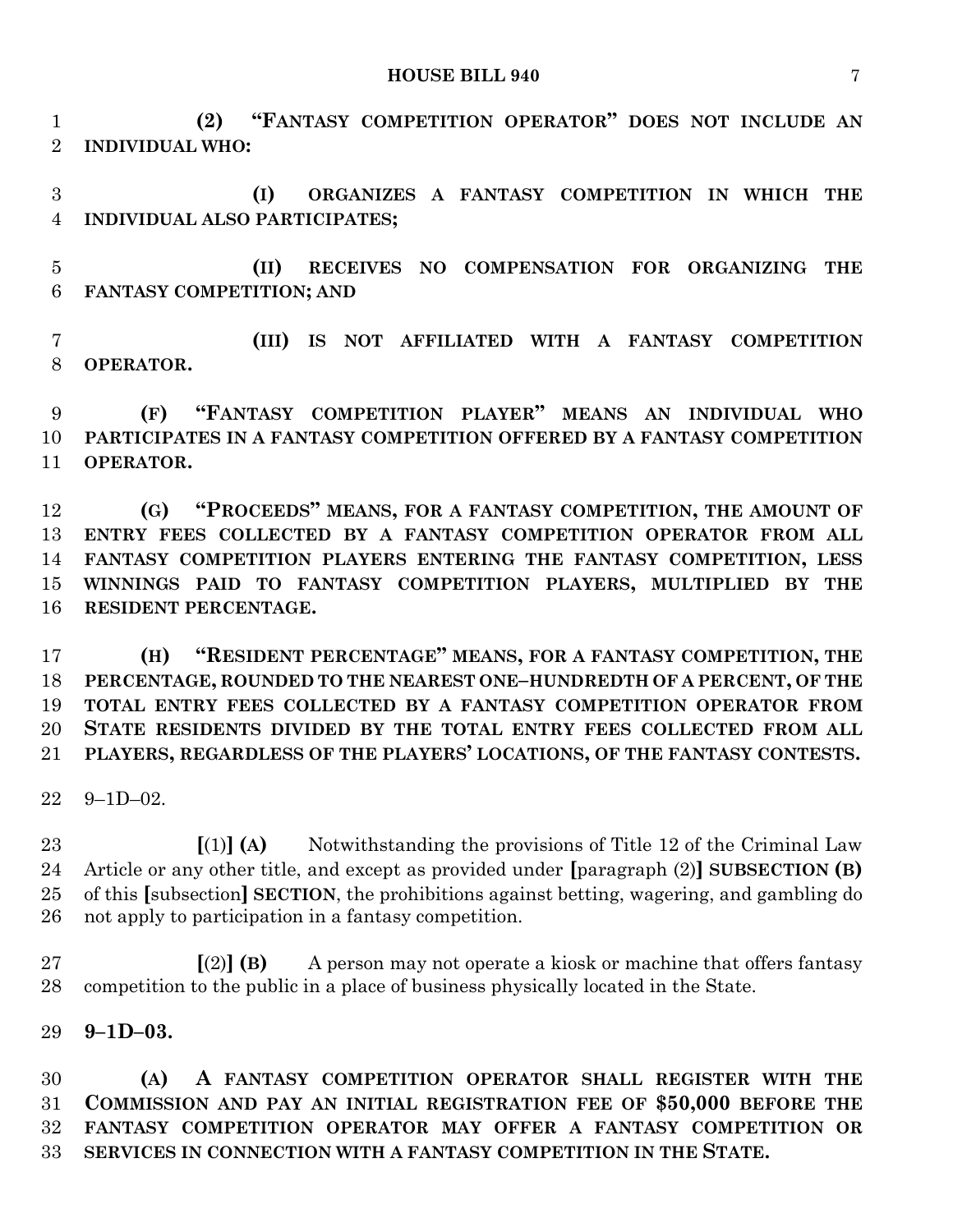**(2) "FANTASY COMPETITION OPERATOR" DOES NOT INCLUDE AN INDIVIDUAL WHO:**

**(I) ORGANIZES A FANTASY COMPETITION IN WHICH THE INDIVIDUAL ALSO PARTICIPATES;**

**(II) RECEIVES NO COMPENSATION FOR ORGANIZING THE FANTASY COMPETITION; AND**

**(III) IS NOT AFFILIATED WITH A FANTASY COMPETITION OPERATOR.**

**(F) "FANTASY COMPETITION PLAYER" MEANS AN INDIVIDUAL WHO PARTICIPATES IN A FANTASY COMPETITION OFFERED BY A FANTASY COMPETITION OPERATOR.**

**(G) "PROCEEDS" MEANS, FOR A FANTASY COMPETITION, THE AMOUNT OF ENTRY FEES COLLECTED BY A FANTASY COMPETITION OPERATOR FROM ALL FANTASY COMPETITION PLAYERS ENTERING THE FANTASY COMPETITION, LESS WINNINGS PAID TO FANTASY COMPETITION PLAYERS, MULTIPLIED BY THE RESIDENT PERCENTAGE.**

**(H) "RESIDENT PERCENTAGE" MEANS, FOR A FANTASY COMPETITION, THE PERCENTAGE, ROUNDED TO THE NEAREST ONE–HUNDREDTH OF A PERCENT, OF THE TOTAL ENTRY FEES COLLECTED BY A FANTASY COMPETITION OPERATOR FROM STATE RESIDENTS DIVIDED BY THE TOTAL ENTRY FEES COLLECTED FROM ALL PLAYERS, REGARDLESS OF THE PLAYERS' LOCATIONS, OF THE FANTASY CONTESTS.**

9–1D–02.

[(1)] **(A)** Notwithstanding the provisions of Title 12 of the Criminal Law Article or any other title, and except as provided under [paragraph (2)] **SUBSECTION (B)** of this [subsection] **SECTION**, the prohibitions against betting, wagering, and gambling do not apply to participation in a fantasy competition.

[(2)] **(B)** A person may not operate a kiosk or machine that offers fantasy competition to the public in a place of business physically located in the State.

**9–1D–03.**

**(A) A FANTASY COMPETITION OPERATOR SHALL REGISTER WITH THE COMMISSION AND PAY AN INITIAL REGISTRATION FEE OF $50,000 BEFORE THE FANTASY COMPETITION OPERATOR MAY OFFER A FANTASY COMPETITION OR SERVICES IN CONNECTION WITH A FANTASY COMPETITION IN THE STATE.**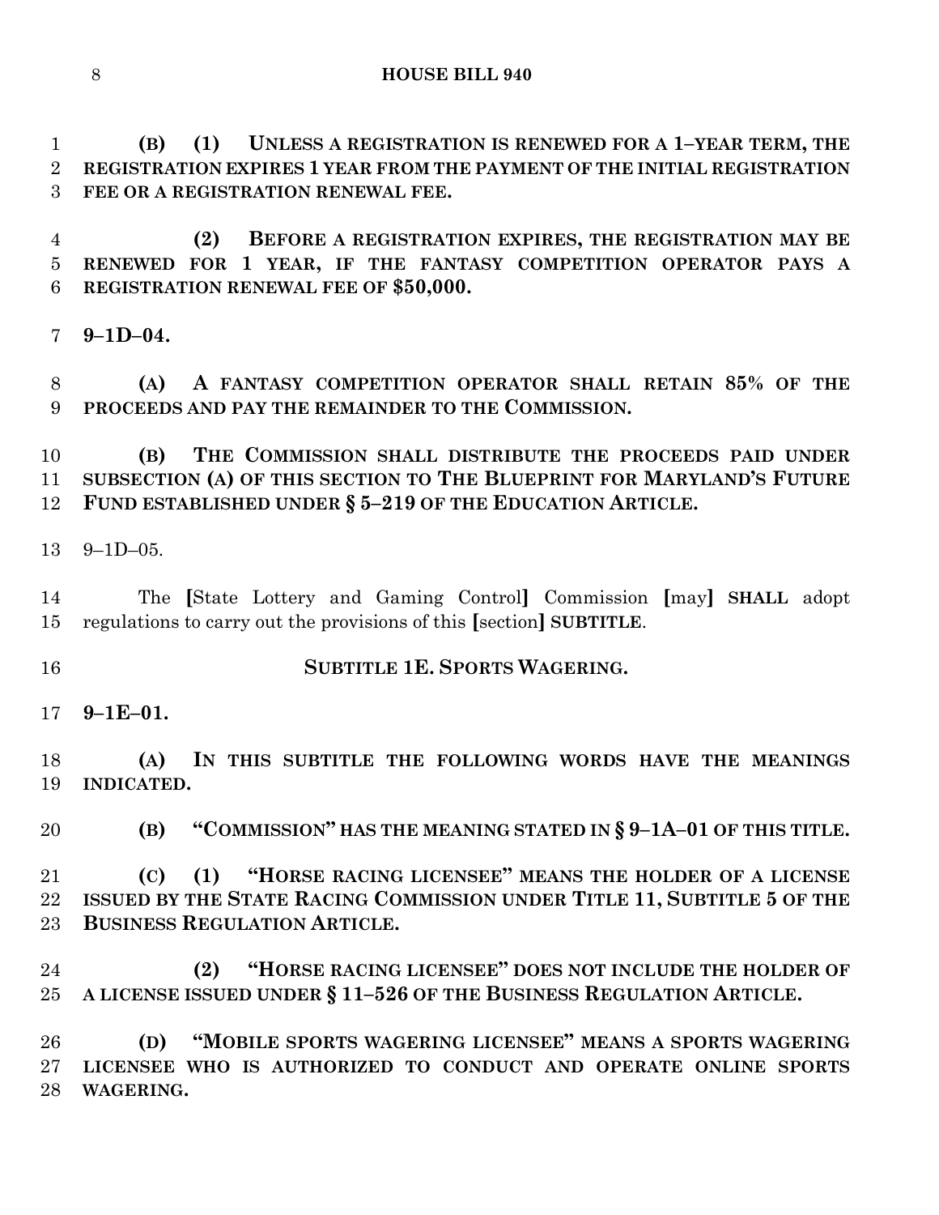**(B) (1) UNLESS A REGISTRATION IS RENEWED FOR A 1–YEAR TERM, THE REGISTRATION EXPIRES 1 YEAR FROM THE PAYMENT OF THE INITIAL REGISTRATION FEE OR A REGISTRATION RENEWAL FEE.**

**(2) BEFORE A REGISTRATION EXPIRES, THE REGISTRATION MAY BE RENEWED FOR 1 YEAR, IF THE FANTASY COMPETITION OPERATOR PAYS A REGISTRATION RENEWAL FEE OF $50,000.**

**9–1D–04.**

**(A) A FANTASY COMPETITION OPERATOR SHALL RETAIN 85% OF THE PROCEEDS AND PAY THE REMAINDER TO THE COMMISSION.**

**(B) THE COMMISSION SHALL DISTRIBUTE THE PROCEEDS PAID UNDER SUBSECTION (A) OF THIS SECTION TO THE BLUEPRINT FOR MARYLAND'S FUTURE FUND ESTABLISHED UNDER § 5–219 OF THE EDUCATION ARTICLE.**

9–1D–05.

The [State Lottery and Gaming Control] Commission [may] **SHALL** adopt regulations to carry out the provisions of this [section] **SUBTITLE**.

**SUBTITLE 1E. SPORTS WAGERING.**

**9–1E–01.**

**(A) IN THIS SUBTITLE THE FOLLOWING WORDS HAVE THE MEANINGS INDICATED.**

**(B) "COMMISSION" HAS THE MEANING STATED IN § 9–1A–01 OF THIS TITLE.**

**(C) (1) "HORSE RACING LICENSEE" MEANS THE HOLDER OF A LICENSE ISSUED BY THE STATE RACING COMMISSION UNDER TITLE 11, SUBTITLE 5 OF THE BUSINESS REGULATION ARTICLE.**

**(2) "HORSE RACING LICENSEE" DOES NOT INCLUDE THE HOLDER OF A LICENSE ISSUED UNDER § 11–526 OF THE BUSINESS REGULATION ARTICLE.**

**(D) "MOBILE SPORTS WAGERING LICENSEE" MEANS A SPORTS WAGERING LICENSEE WHO IS AUTHORIZED TO CONDUCT AND OPERATE ONLINE SPORTS WAGERING.**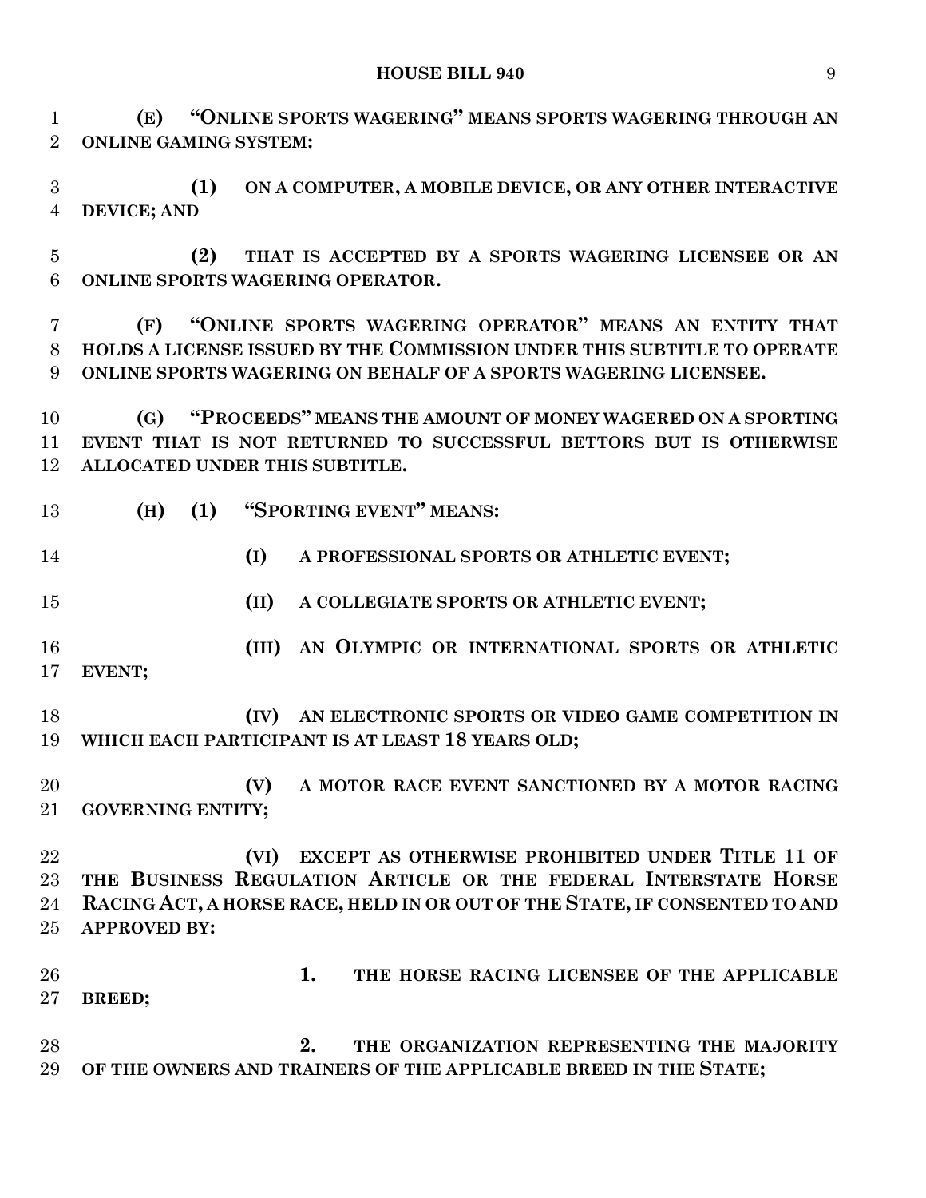**(E) "ONLINE SPORTS WAGERING" MEANS SPORTS WAGERING THROUGH AN ONLINE GAMING SYSTEM:**

**(1) ON A COMPUTER, A MOBILE DEVICE, OR ANY OTHER INTERACTIVE DEVICE; AND**

**(2) THAT IS ACCEPTED BY A SPORTS WAGERING LICENSEE OR AN ONLINE SPORTS WAGERING OPERATOR.**

**(F) "ONLINE SPORTS WAGERING OPERATOR" MEANS AN ENTITY THAT HOLDS A LICENSE ISSUED BY THE COMMISSION UNDER THIS SUBTITLE TO OPERATE ONLINE SPORTS WAGERING ON BEHALF OF A SPORTS WAGERING LICENSEE.**

**(G) "PROCEEDS" MEANS THE AMOUNT OF MONEY WAGERED ON A SPORTING EVENT THAT IS NOT RETURNED TO SUCCESSFUL BETTORS BUT IS OTHERWISE ALLOCATED UNDER THIS SUBTITLE.**

**(H) (1) "SPORTING EVENT" MEANS:**

**(I) A PROFESSIONAL SPORTS OR ATHLETIC EVENT;**

**(II) A COLLEGIATE SPORTS OR ATHLETIC EVENT;**

**(III) AN OLYMPIC OR INTERNATIONAL SPORTS OR ATHLETIC EVENT;**

**(IV) AN ELECTRONIC SPORTS OR VIDEO GAME COMPETITION IN WHICH EACH PARTICIPANT IS AT LEAST 18 YEARS OLD;**

**(V) A MOTOR RACE EVENT SANCTIONED BY A MOTOR RACING GOVERNING ENTITY;**

**(VI) EXCEPT AS OTHERWISE PROHIBITED UNDER TITLE 11 OF THE BUSINESS REGULATION ARTICLE OR THE FEDERAL INTERSTATE HORSE RACING ACT, A HORSE RACE, HELD IN OR OUT OF THE STATE, IF CONSENTED TO AND APPROVED BY:**

**1. THE HORSE RACING LICENSEE OF THE APPLICABLE BREED;**

**2. THE ORGANIZATION REPRESENTING THE MAJORITY OF THE OWNERS AND TRAINERS OF THE APPLICABLE BREED IN THE STATE;**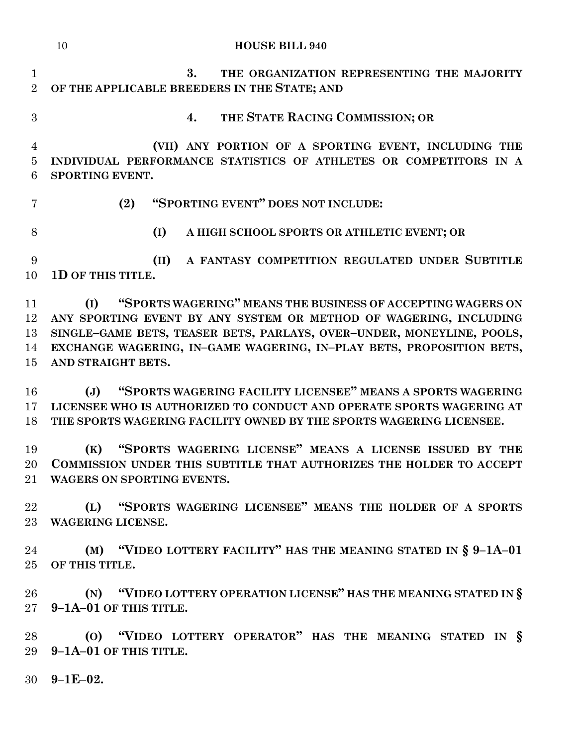3. THE ORGANIZATION REPRESENTING THE MAJORITY OF THE APPLICABLE BREEDERS IN THE STATE; AND

4. THE STATE RACING COMMISSION; OR

(VII) ANY PORTION OF A SPORTING EVENT, INCLUDING THE INDIVIDUAL PERFORMANCE STATISTICS OF ATHLETES OR COMPETITORS IN A SPORTING EVENT.

(2) "SPORTING EVENT" DOES NOT INCLUDE:

(I) A HIGH SCHOOL SPORTS OR ATHLETIC EVENT; OR

(II) A FANTASY COMPETITION REGULATED UNDER SUBTITLE 1D OF THIS TITLE.

(I) "SPORTS WAGERING" MEANS THE BUSINESS OF ACCEPTING WAGERS ON ANY SPORTING EVENT BY ANY SYSTEM OR METHOD OF WAGERING, INCLUDING SINGLE–GAME BETS, TEASER BETS, PARLAYS, OVER–UNDER, MONEYLINE, POOLS, EXCHANGE WAGERING, IN–GAME WAGERING, IN–PLAY BETS, PROPOSITION BETS, AND STRAIGHT BETS.

(J) "SPORTS WAGERING FACILITY LICENSEE" MEANS A SPORTS WAGERING LICENSEE WHO IS AUTHORIZED TO CONDUCT AND OPERATE SPORTS WAGERING AT THE SPORTS WAGERING FACILITY OWNED BY THE SPORTS WAGERING LICENSEE.

(K) "SPORTS WAGERING LICENSE" MEANS A LICENSE ISSUED BY THE COMMISSION UNDER THIS SUBTITLE THAT AUTHORIZES THE HOLDER TO ACCEPT WAGERS ON SPORTING EVENTS.

(L) "SPORTS WAGERING LICENSEE" MEANS THE HOLDER OF A SPORTS WAGERING LICENSE.

(M) "VIDEO LOTTERY FACILITY" HAS THE MEANING STATED IN § 9–1A–01 OF THIS TITLE.

(N) "VIDEO LOTTERY OPERATION LICENSE" HAS THE MEANING STATED IN § 9–1A–01 OF THIS TITLE.

(O) "VIDEO LOTTERY OPERATOR" HAS THE MEANING STATED IN § 9–1A–01 OF THIS TITLE.

**9–1E–02.**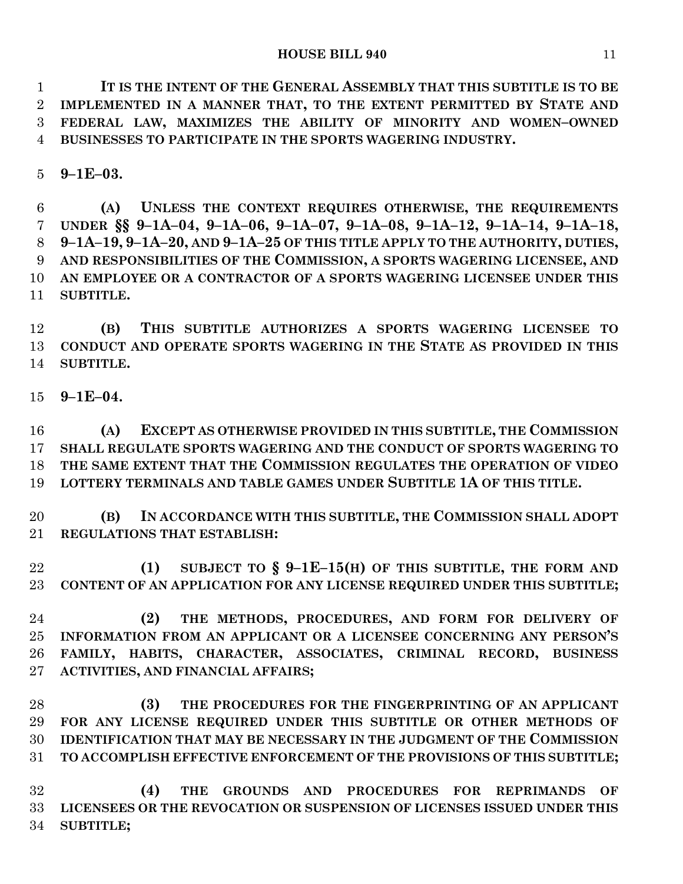**IT IS THE INTENT OF THE GENERAL ASSEMBLY THAT THIS SUBTITLE IS TO BE IMPLEMENTED IN A MANNER THAT, TO THE EXTENT PERMITTED BY STATE AND FEDERAL LAW, MAXIMIZES THE ABILITY OF MINORITY AND WOMEN–OWNED BUSINESSES TO PARTICIPATE IN THE SPORTS WAGERING INDUSTRY.**

**9–1E–03.**

**(A) UNLESS THE CONTEXT REQUIRES OTHERWISE, THE REQUIREMENTS UNDER §§ 9–1A–04, 9–1A–06, 9–1A–07, 9–1A–08, 9–1A–12, 9–1A–14, 9–1A–18, 9–1A–19, 9–1A–20, AND 9–1A–25 OF THIS TITLE APPLY TO THE AUTHORITY, DUTIES, AND RESPONSIBILITIES OF THE COMMISSION, A SPORTS WAGERING LICENSEE, AND AN EMPLOYEE OR A CONTRACTOR OF A SPORTS WAGERING LICENSEE UNDER THIS SUBTITLE.**

**(B) THIS SUBTITLE AUTHORIZES A SPORTS WAGERING LICENSEE TO CONDUCT AND OPERATE SPORTS WAGERING IN THE STATE AS PROVIDED IN THIS SUBTITLE.**

**9–1E–04.**

**(A) EXCEPT AS OTHERWISE PROVIDED IN THIS SUBTITLE, THE COMMISSION SHALL REGULATE SPORTS WAGERING AND THE CONDUCT OF SPORTS WAGERING TO THE SAME EXTENT THAT THE COMMISSION REGULATES THE OPERATION OF VIDEO LOTTERY TERMINALS AND TABLE GAMES UNDER SUBTITLE 1A OF THIS TITLE.**

**(B) IN ACCORDANCE WITH THIS SUBTITLE, THE COMMISSION SHALL ADOPT REGULATIONS THAT ESTABLISH:**

**(1) SUBJECT TO § 9–1E–15(H) OF THIS SUBTITLE, THE FORM AND CONTENT OF AN APPLICATION FOR ANY LICENSE REQUIRED UNDER THIS SUBTITLE;**

**(2) THE METHODS, PROCEDURES, AND FORM FOR DELIVERY OF INFORMATION FROM AN APPLICANT OR A LICENSEE CONCERNING ANY PERSON'S FAMILY, HABITS, CHARACTER, ASSOCIATES, CRIMINAL RECORD, BUSINESS ACTIVITIES, AND FINANCIAL AFFAIRS;**

**(3) THE PROCEDURES FOR THE FINGERPRINTING OF AN APPLICANT FOR ANY LICENSE REQUIRED UNDER THIS SUBTITLE OR OTHER METHODS OF IDENTIFICATION THAT MAY BE NECESSARY IN THE JUDGMENT OF THE COMMISSION TO ACCOMPLISH EFFECTIVE ENFORCEMENT OF THE PROVISIONS OF THIS SUBTITLE;**

**(4) THE GROUNDS AND PROCEDURES FOR REPRIMANDS OF LICENSEES OR THE REVOCATION OR SUSPENSION OF LICENSES ISSUED UNDER THIS SUBTITLE;**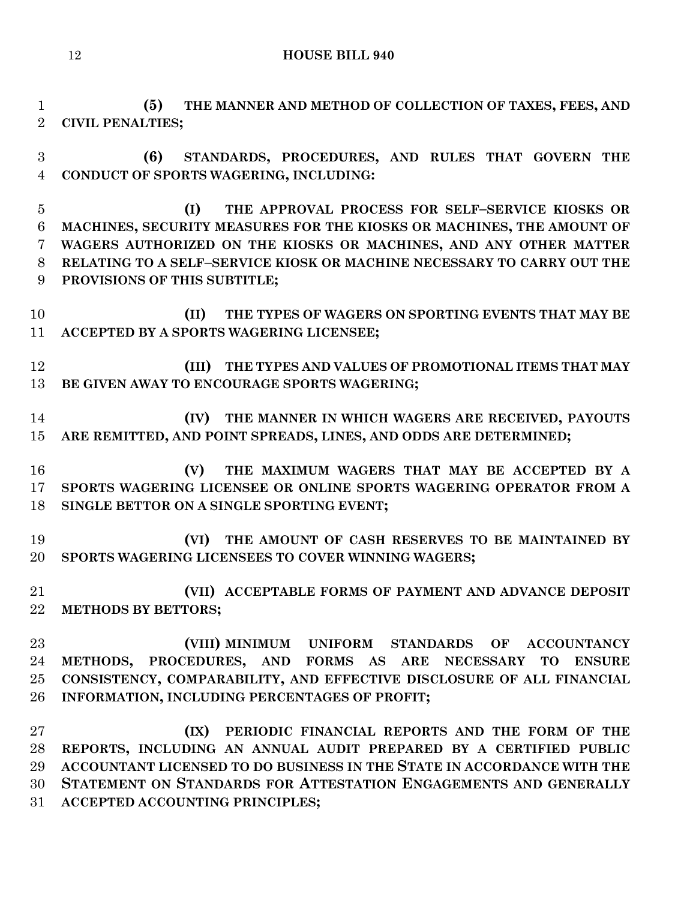**(5) THE MANNER AND METHOD OF COLLECTION OF TAXES, FEES, AND CIVIL PENALTIES;**

**(6) STANDARDS, PROCEDURES, AND RULES THAT GOVERN THE CONDUCT OF SPORTS WAGERING, INCLUDING:**

**(I) THE APPROVAL PROCESS FOR SELF–SERVICE KIOSKS OR MACHINES, SECURITY MEASURES FOR THE KIOSKS OR MACHINES, THE AMOUNT OF WAGERS AUTHORIZED ON THE KIOSKS OR MACHINES, AND ANY OTHER MATTER RELATING TO A SELF–SERVICE KIOSK OR MACHINE NECESSARY TO CARRY OUT THE PROVISIONS OF THIS SUBTITLE;**

**(II) THE TYPES OF WAGERS ON SPORTING EVENTS THAT MAY BE ACCEPTED BY A SPORTS WAGERING LICENSEE;**

**(III) THE TYPES AND VALUES OF PROMOTIONAL ITEMS THAT MAY BE GIVEN AWAY TO ENCOURAGE SPORTS WAGERING;**

**(IV) THE MANNER IN WHICH WAGERS ARE RECEIVED, PAYOUTS ARE REMITTED, AND POINT SPREADS, LINES, AND ODDS ARE DETERMINED;**

**(V) THE MAXIMUM WAGERS THAT MAY BE ACCEPTED BY A SPORTS WAGERING LICENSEE OR ONLINE SPORTS WAGERING OPERATOR FROM A SINGLE BETTOR ON A SINGLE SPORTING EVENT;**

**(VI) THE AMOUNT OF CASH RESERVES TO BE MAINTAINED BY SPORTS WAGERING LICENSEES TO COVER WINNING WAGERS;**

**(VII) ACCEPTABLE FORMS OF PAYMENT AND ADVANCE DEPOSIT METHODS BY BETTORS;**

**(VIII) MINIMUM UNIFORM STANDARDS OF ACCOUNTANCY METHODS, PROCEDURES, AND FORMS AS ARE NECESSARY TO ENSURE CONSISTENCY, COMPARABILITY, AND EFFECTIVE DISCLOSURE OF ALL FINANCIAL INFORMATION, INCLUDING PERCENTAGES OF PROFIT;**

**(IX) PERIODIC FINANCIAL REPORTS AND THE FORM OF THE REPORTS, INCLUDING AN ANNUAL AUDIT PREPARED BY A CERTIFIED PUBLIC ACCOUNTANT LICENSED TO DO BUSINESS IN THE STATE IN ACCORDANCE WITH THE STATEMENT ON STANDARDS FOR ATTESTATION ENGAGEMENTS AND GENERALLY ACCEPTED ACCOUNTING PRINCIPLES;**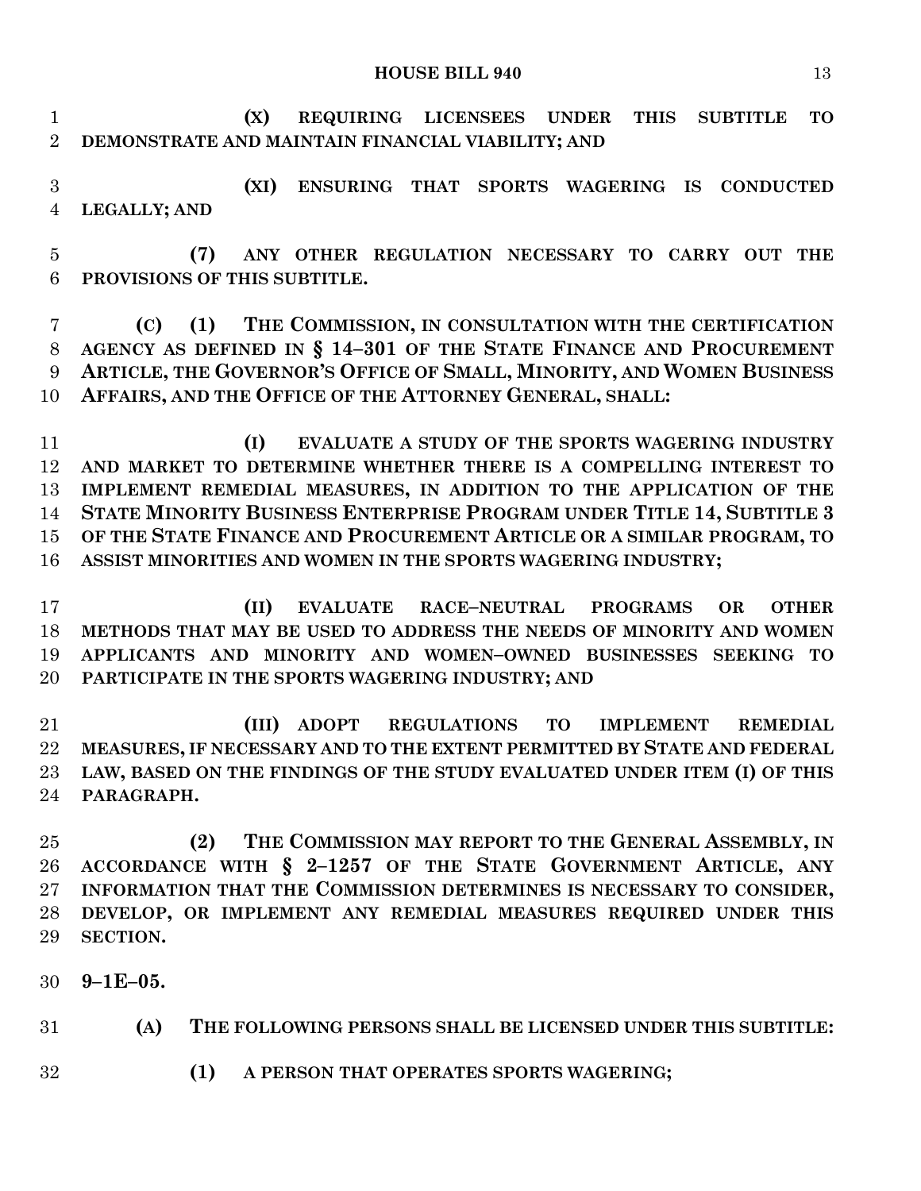**(X) REQUIRING LICENSEES UNDER THIS SUBTITLE TO DEMONSTRATE AND MAINTAIN FINANCIAL VIABILITY; AND**

**(XI) ENSURING THAT SPORTS WAGERING IS CONDUCTED LEGALLY; AND**

**(7) ANY OTHER REGULATION NECESSARY TO CARRY OUT THE PROVISIONS OF THIS SUBTITLE.**

**(C) (1) THE COMMISSION, IN CONSULTATION WITH THE CERTIFICATION AGENCY AS DEFINED IN § 14–301 OF THE STATE FINANCE AND PROCUREMENT ARTICLE, THE GOVERNOR'S OFFICE OF SMALL, MINORITY, AND WOMEN BUSINESS AFFAIRS, AND THE OFFICE OF THE ATTORNEY GENERAL, SHALL:**

**(I) EVALUATE A STUDY OF THE SPORTS WAGERING INDUSTRY AND MARKET TO DETERMINE WHETHER THERE IS A COMPELLING INTEREST TO IMPLEMENT REMEDIAL MEASURES, IN ADDITION TO THE APPLICATION OF THE STATE MINORITY BUSINESS ENTERPRISE PROGRAM UNDER TITLE 14, SUBTITLE 3 OF THE STATE FINANCE AND PROCUREMENT ARTICLE OR A SIMILAR PROGRAM, TO ASSIST MINORITIES AND WOMEN IN THE SPORTS WAGERING INDUSTRY;**

**(II) EVALUATE RACE–NEUTRAL PROGRAMS OR OTHER METHODS THAT MAY BE USED TO ADDRESS THE NEEDS OF MINORITY AND WOMEN APPLICANTS AND MINORITY AND WOMEN–OWNED BUSINESSES SEEKING TO PARTICIPATE IN THE SPORTS WAGERING INDUSTRY; AND**

**(III) ADOPT REGULATIONS TO IMPLEMENT REMEDIAL MEASURES, IF NECESSARY AND TO THE EXTENT PERMITTED BY STATE AND FEDERAL LAW, BASED ON THE FINDINGS OF THE STUDY EVALUATED UNDER ITEM (I) OF THIS PARAGRAPH.**

**(2) THE COMMISSION MAY REPORT TO THE GENERAL ASSEMBLY, IN ACCORDANCE WITH § 2–1257 OF THE STATE GOVERNMENT ARTICLE, ANY INFORMATION THAT THE COMMISSION DETERMINES IS NECESSARY TO CONSIDER, DEVELOP, OR IMPLEMENT ANY REMEDIAL MEASURES REQUIRED UNDER THIS SECTION.**

**9–1E–05.**

**(A) THE FOLLOWING PERSONS SHALL BE LICENSED UNDER THIS SUBTITLE:**

**(1) A PERSON THAT OPERATES SPORTS WAGERING;**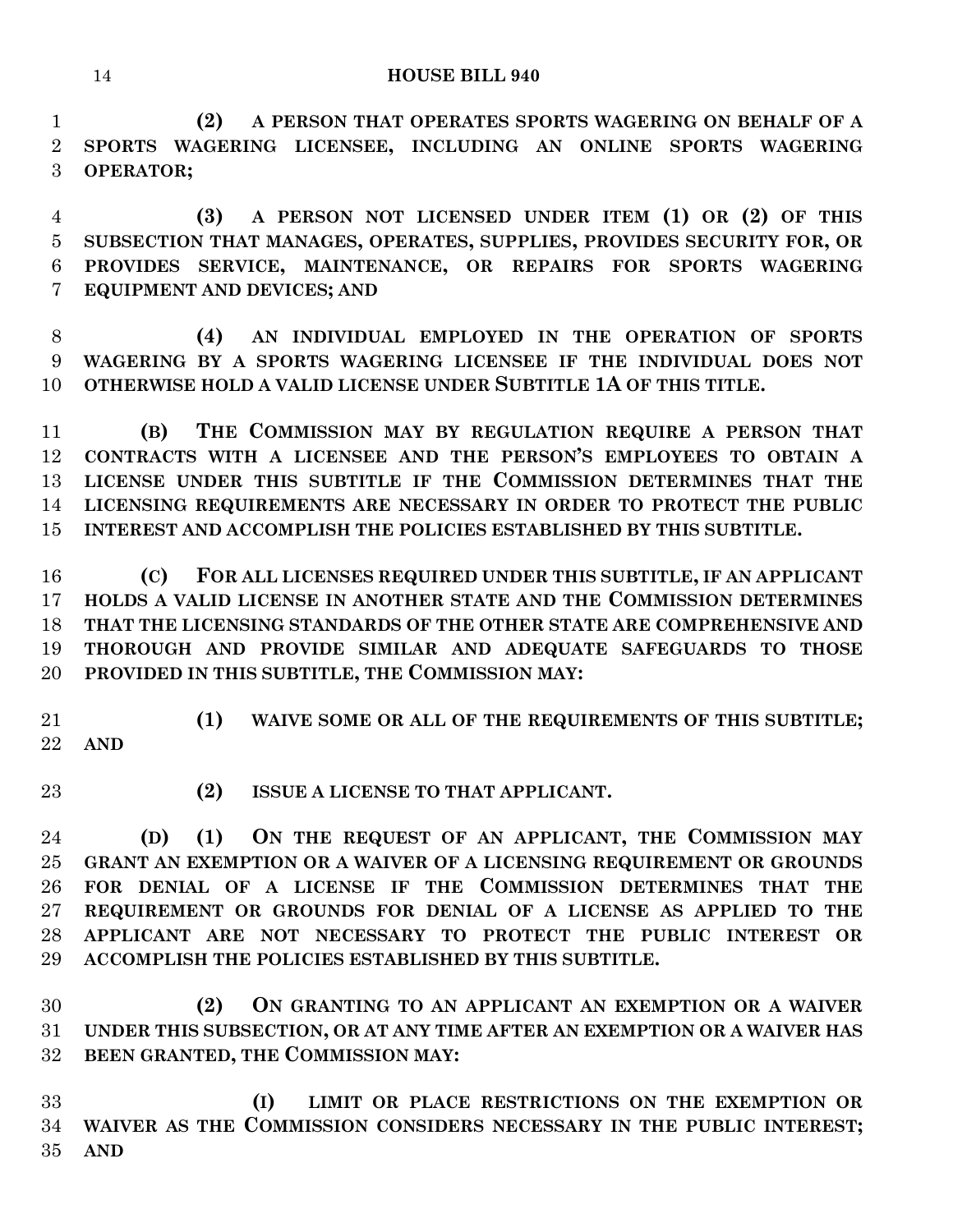**(2) A PERSON THAT OPERATES SPORTS WAGERING ON BEHALF OF A SPORTS WAGERING LICENSEE, INCLUDING AN ONLINE SPORTS WAGERING OPERATOR;**

**(3) A PERSON NOT LICENSED UNDER ITEM (1) OR (2) OF THIS SUBSECTION THAT MANAGES, OPERATES, SUPPLIES, PROVIDES SECURITY FOR, OR PROVIDES SERVICE, MAINTENANCE, OR REPAIRS FOR SPORTS WAGERING EQUIPMENT AND DEVICES; AND**

**(4) AN INDIVIDUAL EMPLOYED IN THE OPERATION OF SPORTS WAGERING BY A SPORTS WAGERING LICENSEE IF THE INDIVIDUAL DOES NOT OTHERWISE HOLD A VALID LICENSE UNDER SUBTITLE 1A OF THIS TITLE.**

**(B) THE COMMISSION MAY BY REGULATION REQUIRE A PERSON THAT CONTRACTS WITH A LICENSEE AND THE PERSON'S EMPLOYEES TO OBTAIN A LICENSE UNDER THIS SUBTITLE IF THE COMMISSION DETERMINES THAT THE LICENSING REQUIREMENTS ARE NECESSARY IN ORDER TO PROTECT THE PUBLIC INTEREST AND ACCOMPLISH THE POLICIES ESTABLISHED BY THIS SUBTITLE.**

**(C) FOR ALL LICENSES REQUIRED UNDER THIS SUBTITLE, IF AN APPLICANT HOLDS A VALID LICENSE IN ANOTHER STATE AND THE COMMISSION DETERMINES THAT THE LICENSING STANDARDS OF THE OTHER STATE ARE COMPREHENSIVE AND THOROUGH AND PROVIDE SIMILAR AND ADEQUATE SAFEGUARDS TO THOSE PROVIDED IN THIS SUBTITLE, THE COMMISSION MAY:**

**(1) WAIVE SOME OR ALL OF THE REQUIREMENTS OF THIS SUBTITLE; AND**

**(2) ISSUE A LICENSE TO THAT APPLICANT.**

**(D) (1) ON THE REQUEST OF AN APPLICANT, THE COMMISSION MAY GRANT AN EXEMPTION OR A WAIVER OF A LICENSING REQUIREMENT OR GROUNDS FOR DENIAL OF A LICENSE IF THE COMMISSION DETERMINES THAT THE REQUIREMENT OR GROUNDS FOR DENIAL OF A LICENSE AS APPLIED TO THE APPLICANT ARE NOT NECESSARY TO PROTECT THE PUBLIC INTEREST OR ACCOMPLISH THE POLICIES ESTABLISHED BY THIS SUBTITLE.**

**(2) ON GRANTING TO AN APPLICANT AN EXEMPTION OR A WAIVER UNDER THIS SUBSECTION, OR AT ANY TIME AFTER AN EXEMPTION OR A WAIVER HAS BEEN GRANTED, THE COMMISSION MAY:**

**(I) LIMIT OR PLACE RESTRICTIONS ON THE EXEMPTION OR WAIVER AS THE COMMISSION CONSIDERS NECESSARY IN THE PUBLIC INTEREST; AND**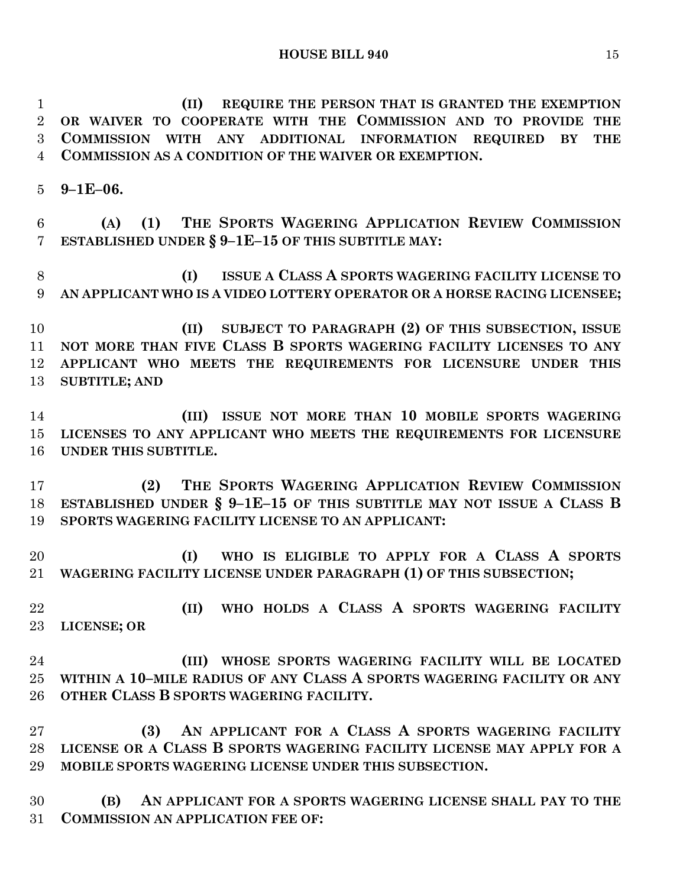**(II) REQUIRE THE PERSON THAT IS GRANTED THE EXEMPTION OR WAIVER TO COOPERATE WITH THE COMMISSION AND TO PROVIDE THE COMMISSION WITH ANY ADDITIONAL INFORMATION REQUIRED BY THE COMMISSION AS A CONDITION OF THE WAIVER OR EXEMPTION.**

**9–1E–06.**

**(A) (1) THE SPORTS WAGERING APPLICATION REVIEW COMMISSION ESTABLISHED UNDER § 9–1E–15 OF THIS SUBTITLE MAY:**

**(I) ISSUE A CLASS A SPORTS WAGERING FACILITY LICENSE TO AN APPLICANT WHO IS A VIDEO LOTTERY OPERATOR OR A HORSE RACING LICENSEE;**

**(II) SUBJECT TO PARAGRAPH (2) OF THIS SUBSECTION, ISSUE NOT MORE THAN FIVE CLASS B SPORTS WAGERING FACILITY LICENSES TO ANY APPLICANT WHO MEETS THE REQUIREMENTS FOR LICENSURE UNDER THIS SUBTITLE; AND**

**(III) ISSUE NOT MORE THAN 10 MOBILE SPORTS WAGERING LICENSES TO ANY APPLICANT WHO MEETS THE REQUIREMENTS FOR LICENSURE UNDER THIS SUBTITLE.**

**(2) THE SPORTS WAGERING APPLICATION REVIEW COMMISSION ESTABLISHED UNDER § 9–1E–15 OF THIS SUBTITLE MAY NOT ISSUE A CLASS B SPORTS WAGERING FACILITY LICENSE TO AN APPLICANT:**

**(I) WHO IS ELIGIBLE TO APPLY FOR A CLASS A SPORTS WAGERING FACILITY LICENSE UNDER PARAGRAPH (1) OF THIS SUBSECTION;**

**(II) WHO HOLDS A CLASS A SPORTS WAGERING FACILITY LICENSE; OR**

**(III) WHOSE SPORTS WAGERING FACILITY WILL BE LOCATED WITHIN A 10–MILE RADIUS OF ANY CLASS A SPORTS WAGERING FACILITY OR ANY OTHER CLASS B SPORTS WAGERING FACILITY.**

**(3) AN APPLICANT FOR A CLASS A SPORTS WAGERING FACILITY LICENSE OR A CLASS B SPORTS WAGERING FACILITY LICENSE MAY APPLY FOR A MOBILE SPORTS WAGERING LICENSE UNDER THIS SUBSECTION.**

**(B) AN APPLICANT FOR A SPORTS WAGERING LICENSE SHALL PAY TO THE COMMISSION AN APPLICATION FEE OF:**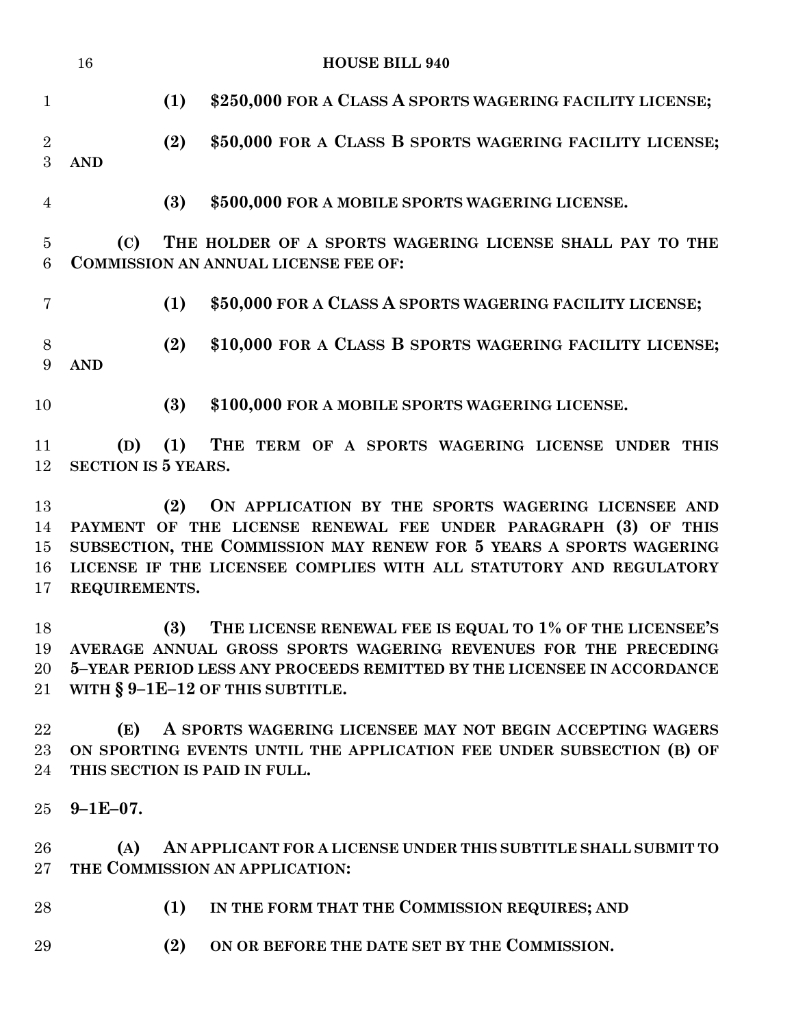**(1) $250,000 FOR A CLASS A SPORTS WAGERING FACILITY LICENSE;**

**(2) $50,000 FOR A CLASS B SPORTS WAGERING FACILITY LICENSE; AND**

**(3) $500,000 FOR A MOBILE SPORTS WAGERING LICENSE.**

**(C) THE HOLDER OF A SPORTS WAGERING LICENSE SHALL PAY TO THE COMMISSION AN ANNUAL LICENSE FEE OF:**

**(1) $50,000 FOR A CLASS A SPORTS WAGERING FACILITY LICENSE;**

**(2) $10,000 FOR A CLASS B SPORTS WAGERING FACILITY LICENSE; AND**

**(3) $100,000 FOR A MOBILE SPORTS WAGERING LICENSE.**

**(D) (1) THE TERM OF A SPORTS WAGERING LICENSE UNDER THIS SECTION IS 5 YEARS.**

**(2) ON APPLICATION BY THE SPORTS WAGERING LICENSEE AND PAYMENT OF THE LICENSE RENEWAL FEE UNDER PARAGRAPH (3) OF THIS SUBSECTION, THE COMMISSION MAY RENEW FOR 5 YEARS A SPORTS WAGERING LICENSE IF THE LICENSEE COMPLIES WITH ALL STATUTORY AND REGULATORY REQUIREMENTS.**

**(3) THE LICENSE RENEWAL FEE IS EQUAL TO 1% OF THE LICENSEE'S AVERAGE ANNUAL GROSS SPORTS WAGERING REVENUES FOR THE PRECEDING 5–YEAR PERIOD LESS ANY PROCEEDS REMITTED BY THE LICENSEE IN ACCORDANCE WITH § 9–1E–12 OF THIS SUBTITLE.**

**(E) A SPORTS WAGERING LICENSEE MAY NOT BEGIN ACCEPTING WAGERS ON SPORTING EVENTS UNTIL THE APPLICATION FEE UNDER SUBSECTION (B) OF THIS SECTION IS PAID IN FULL.**

**9–1E–07.**

**(A) AN APPLICANT FOR A LICENSE UNDER THIS SUBTITLE SHALL SUBMIT TO THE COMMISSION AN APPLICATION:**

**(1) IN THE FORM THAT THE COMMISSION REQUIRES; AND**

**(2) ON OR BEFORE THE DATE SET BY THE COMMISSION.**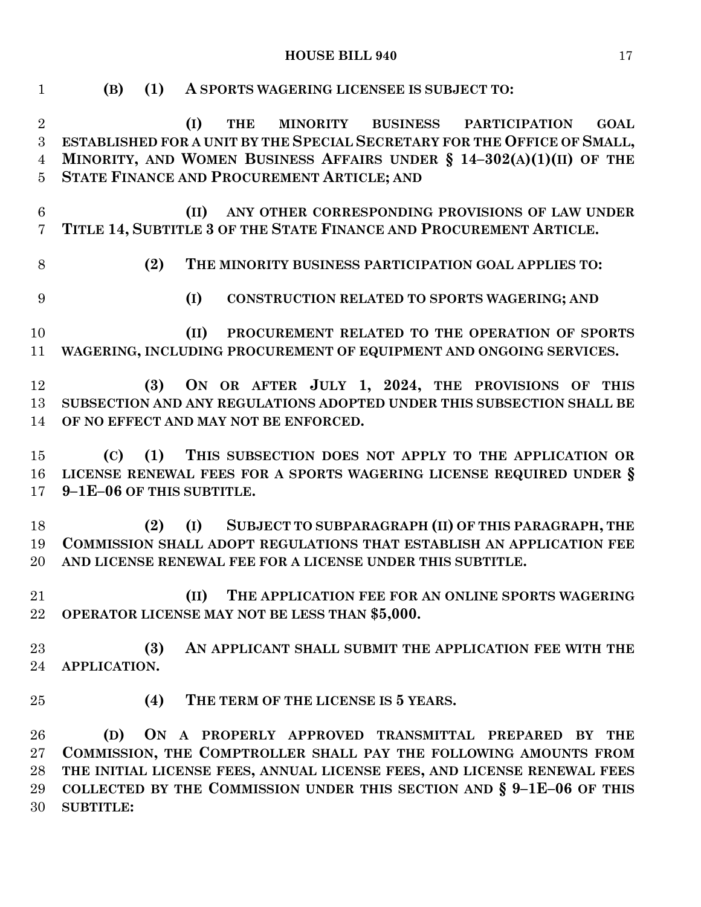**(B) (1) A SPORTS WAGERING LICENSEE IS SUBJECT TO:**

**(I) THE MINORITY BUSINESS PARTICIPATION GOAL ESTABLISHED FOR A UNIT BY THE SPECIAL SECRETARY FOR THE OFFICE OF SMALL, MINORITY, AND WOMEN BUSINESS AFFAIRS UNDER § 14–302(A)(1)(II) OF THE STATE FINANCE AND PROCUREMENT ARTICLE; AND**

**(II) ANY OTHER CORRESPONDING PROVISIONS OF LAW UNDER TITLE 14, SUBTITLE 3 OF THE STATE FINANCE AND PROCUREMENT ARTICLE.**

**(2) THE MINORITY BUSINESS PARTICIPATION GOAL APPLIES TO:**

**(I) CONSTRUCTION RELATED TO SPORTS WAGERING; AND**

**(II) PROCUREMENT RELATED TO THE OPERATION OF SPORTS WAGERING, INCLUDING PROCUREMENT OF EQUIPMENT AND ONGOING SERVICES.**

**(3) ON OR AFTER JULY 1, 2024, THE PROVISIONS OF THIS SUBSECTION AND ANY REGULATIONS ADOPTED UNDER THIS SUBSECTION SHALL BE OF NO EFFECT AND MAY NOT BE ENFORCED.**

**(C) (1) THIS SUBSECTION DOES NOT APPLY TO THE APPLICATION OR LICENSE RENEWAL FEES FOR A SPORTS WAGERING LICENSE REQUIRED UNDER § 9–1E–06 OF THIS SUBTITLE.**

**(2) (I) SUBJECT TO SUBPARAGRAPH (II) OF THIS PARAGRAPH, THE COMMISSION SHALL ADOPT REGULATIONS THAT ESTABLISH AN APPLICATION FEE AND LICENSE RENEWAL FEE FOR A LICENSE UNDER THIS SUBTITLE.**

**(II) THE APPLICATION FEE FOR AN ONLINE SPORTS WAGERING OPERATOR LICENSE MAY NOT BE LESS THAN $5,000.**

**(3) AN APPLICANT SHALL SUBMIT THE APPLICATION FEE WITH THE APPLICATION.**

**(4) THE TERM OF THE LICENSE IS 5 YEARS.**

**(D) ON A PROPERLY APPROVED TRANSMITTAL PREPARED BY THE COMMISSION, THE COMPTROLLER SHALL PAY THE FOLLOWING AMOUNTS FROM THE INITIAL LICENSE FEES, ANNUAL LICENSE FEES, AND LICENSE RENEWAL FEES COLLECTED BY THE COMMISSION UNDER THIS SECTION AND § 9–1E–06 OF THIS SUBTITLE:**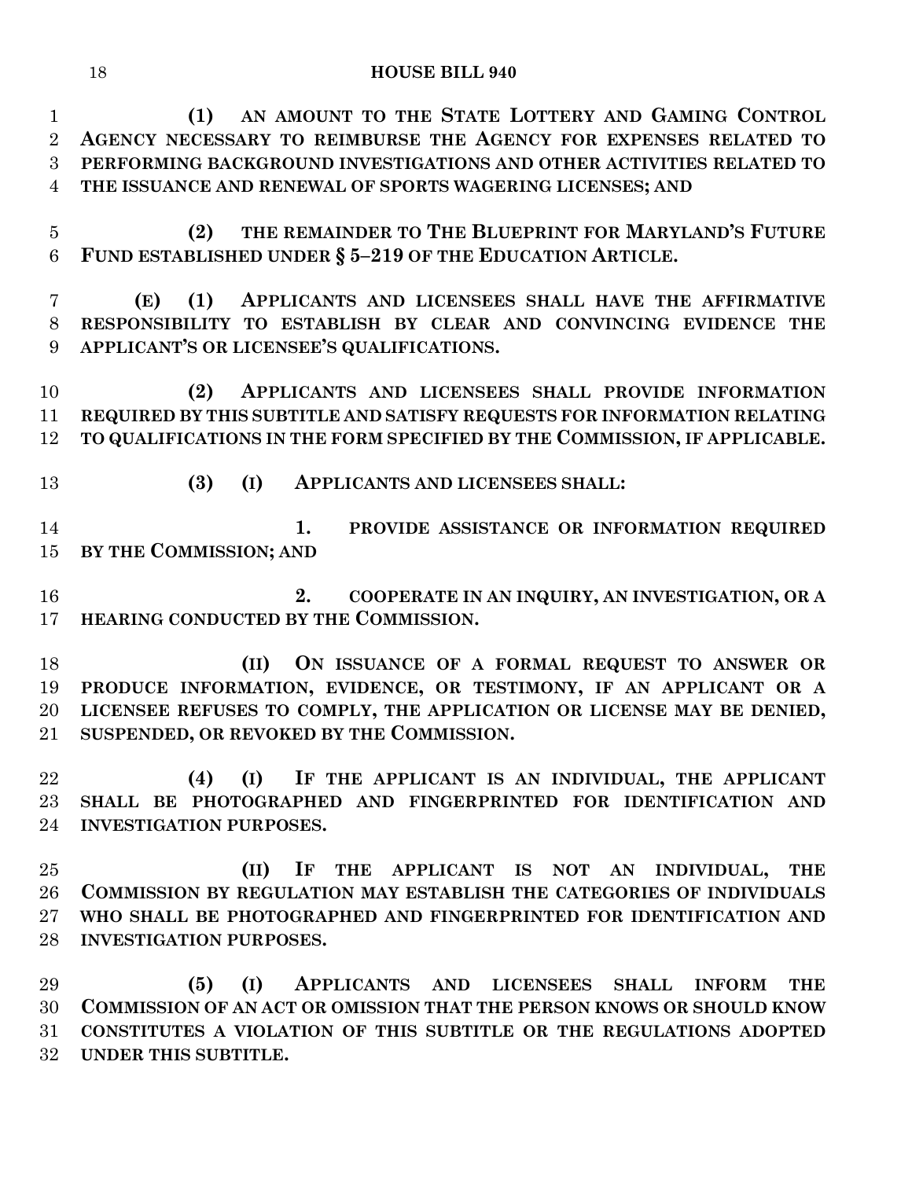**(1) AN AMOUNT TO THE STATE LOTTERY AND GAMING CONTROL AGENCY NECESSARY TO REIMBURSE THE AGENCY FOR EXPENSES RELATED TO PERFORMING BACKGROUND INVESTIGATIONS AND OTHER ACTIVITIES RELATED TO THE ISSUANCE AND RENEWAL OF SPORTS WAGERING LICENSES; AND**

**(2) THE REMAINDER TO THE BLUEPRINT FOR MARYLAND'S FUTURE FUND ESTABLISHED UNDER § 5–219 OF THE EDUCATION ARTICLE.**

**(E) (1) APPLICANTS AND LICENSEES SHALL HAVE THE AFFIRMATIVE RESPONSIBILITY TO ESTABLISH BY CLEAR AND CONVINCING EVIDENCE THE APPLICANT'S OR LICENSEE'S QUALIFICATIONS.**

**(2) APPLICANTS AND LICENSEES SHALL PROVIDE INFORMATION REQUIRED BY THIS SUBTITLE AND SATISFY REQUESTS FOR INFORMATION RELATING TO QUALIFICATIONS IN THE FORM SPECIFIED BY THE COMMISSION, IF APPLICABLE.**

**(3) (I) APPLICANTS AND LICENSEES SHALL:**

**1. PROVIDE ASSISTANCE OR INFORMATION REQUIRED BY THE COMMISSION; AND**

**2. COOPERATE IN AN INQUIRY, AN INVESTIGATION, OR A HEARING CONDUCTED BY THE COMMISSION.**

**(II) ON ISSUANCE OF A FORMAL REQUEST TO ANSWER OR PRODUCE INFORMATION, EVIDENCE, OR TESTIMONY, IF AN APPLICANT OR A LICENSEE REFUSES TO COMPLY, THE APPLICATION OR LICENSE MAY BE DENIED, SUSPENDED, OR REVOKED BY THE COMMISSION.**

**(4) (I) IF THE APPLICANT IS AN INDIVIDUAL, THE APPLICANT SHALL BE PHOTOGRAPHED AND FINGERPRINTED FOR IDENTIFICATION AND INVESTIGATION PURPOSES.**

**(II) IF THE APPLICANT IS NOT AN INDIVIDUAL, THE COMMISSION BY REGULATION MAY ESTABLISH THE CATEGORIES OF INDIVIDUALS WHO SHALL BE PHOTOGRAPHED AND FINGERPRINTED FOR IDENTIFICATION AND INVESTIGATION PURPOSES.**

**(5) (I) APPLICANTS AND LICENSEES SHALL INFORM THE COMMISSION OF AN ACT OR OMISSION THAT THE PERSON KNOWS OR SHOULD KNOW CONSTITUTES A VIOLATION OF THIS SUBTITLE OR THE REGULATIONS ADOPTED UNDER THIS SUBTITLE.**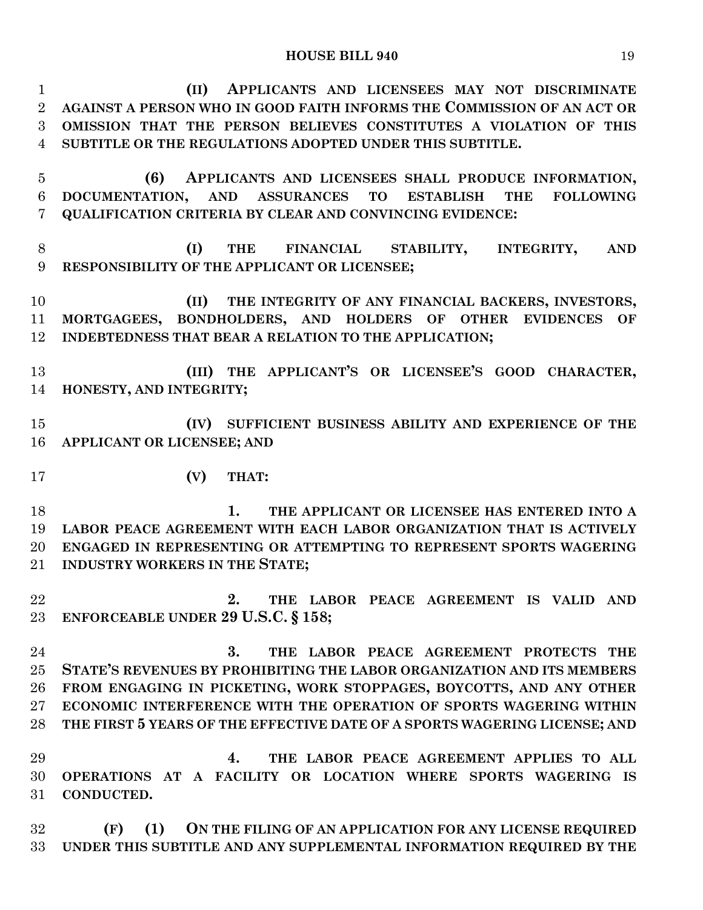**(II) APPLICANTS AND LICENSEES MAY NOT DISCRIMINATE AGAINST A PERSON WHO IN GOOD FAITH INFORMS THE COMMISSION OF AN ACT OR OMISSION THAT THE PERSON BELIEVES CONSTITUTES A VIOLATION OF THIS SUBTITLE OR THE REGULATIONS ADOPTED UNDER THIS SUBTITLE.**

**(6) APPLICANTS AND LICENSEES SHALL PRODUCE INFORMATION, DOCUMENTATION, AND ASSURANCES TO ESTABLISH THE FOLLOWING QUALIFICATION CRITERIA BY CLEAR AND CONVINCING EVIDENCE:**

**(I) THE FINANCIAL STABILITY, INTEGRITY, AND RESPONSIBILITY OF THE APPLICANT OR LICENSEE;**

**(II) THE INTEGRITY OF ANY FINANCIAL BACKERS, INVESTORS, MORTGAGEES, BONDHOLDERS, AND HOLDERS OF OTHER EVIDENCES OF INDEBTEDNESS THAT BEAR A RELATION TO THE APPLICATION;**

**(III) THE APPLICANT'S OR LICENSEE'S GOOD CHARACTER, HONESTY, AND INTEGRITY;**

**(IV) SUFFICIENT BUSINESS ABILITY AND EXPERIENCE OF THE APPLICANT OR LICENSEE; AND**

**(V) THAT:**

**1. THE APPLICANT OR LICENSEE HAS ENTERED INTO A LABOR PEACE AGREEMENT WITH EACH LABOR ORGANIZATION THAT IS ACTIVELY ENGAGED IN REPRESENTING OR ATTEMPTING TO REPRESENT SPORTS WAGERING INDUSTRY WORKERS IN THE STATE;**

**2. THE LABOR PEACE AGREEMENT IS VALID AND ENFORCEABLE UNDER 29 U.S.C. § 158;**

**3. THE LABOR PEACE AGREEMENT PROTECTS THE STATE'S REVENUES BY PROHIBITING THE LABOR ORGANIZATION AND ITS MEMBERS FROM ENGAGING IN PICKETING, WORK STOPPAGES, BOYCOTTS, AND ANY OTHER ECONOMIC INTERFERENCE WITH THE OPERATION OF SPORTS WAGERING WITHIN THE FIRST 5 YEARS OF THE EFFECTIVE DATE OF A SPORTS WAGERING LICENSE; AND**

**4. THE LABOR PEACE AGREEMENT APPLIES TO ALL OPERATIONS AT A FACILITY OR LOCATION WHERE SPORTS WAGERING IS CONDUCTED.**

**(F) (1) ON THE FILING OF AN APPLICATION FOR ANY LICENSE REQUIRED UNDER THIS SUBTITLE AND ANY SUPPLEMENTAL INFORMATION REQUIRED BY THE**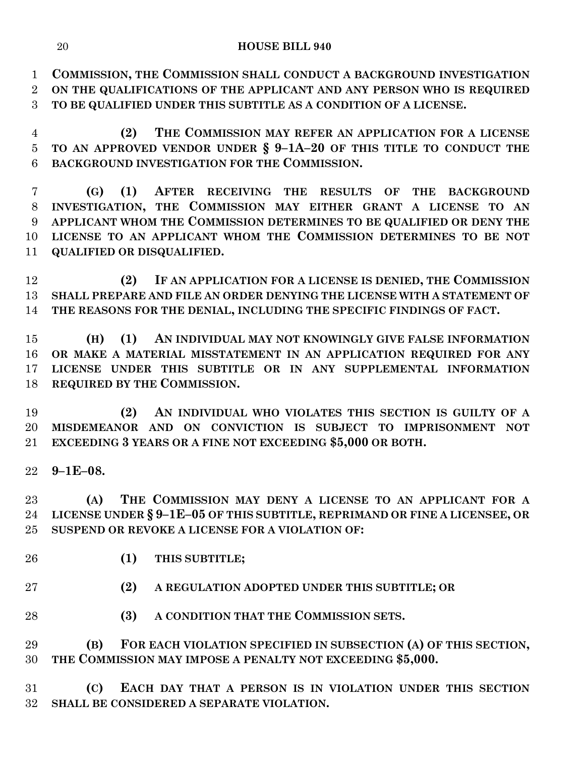**COMMISSION, THE COMMISSION SHALL CONDUCT A BACKGROUND INVESTIGATION ON THE QUALIFICATIONS OF THE APPLICANT AND ANY PERSON WHO IS REQUIRED TO BE QUALIFIED UNDER THIS SUBTITLE AS A CONDITION OF A LICENSE.**

**(2) THE COMMISSION MAY REFER AN APPLICATION FOR A LICENSE TO AN APPROVED VENDOR UNDER § 9–1A–20 OF THIS TITLE TO CONDUCT THE BACKGROUND INVESTIGATION FOR THE COMMISSION.**

**(G) (1) AFTER RECEIVING THE RESULTS OF THE BACKGROUND INVESTIGATION, THE COMMISSION MAY EITHER GRANT A LICENSE TO AN APPLICANT WHOM THE COMMISSION DETERMINES TO BE QUALIFIED OR DENY THE LICENSE TO AN APPLICANT WHOM THE COMMISSION DETERMINES TO BE NOT QUALIFIED OR DISQUALIFIED.**

**(2) IF AN APPLICATION FOR A LICENSE IS DENIED, THE COMMISSION SHALL PREPARE AND FILE AN ORDER DENYING THE LICENSE WITH A STATEMENT OF THE REASONS FOR THE DENIAL, INCLUDING THE SPECIFIC FINDINGS OF FACT.**

**(H) (1) AN INDIVIDUAL MAY NOT KNOWINGLY GIVE FALSE INFORMATION OR MAKE A MATERIAL MISSTATEMENT IN AN APPLICATION REQUIRED FOR ANY LICENSE UNDER THIS SUBTITLE OR IN ANY SUPPLEMENTAL INFORMATION REQUIRED BY THE COMMISSION.**

**(2) AN INDIVIDUAL WHO VIOLATES THIS SECTION IS GUILTY OF A MISDEMEANOR AND ON CONVICTION IS SUBJECT TO IMPRISONMENT NOT EXCEEDING 3 YEARS OR A FINE NOT EXCEEDING $5,000 OR BOTH.**

**9–1E–08.**

**(A) THE COMMISSION MAY DENY A LICENSE TO AN APPLICANT FOR A LICENSE UNDER § 9–1E–05 OF THIS SUBTITLE, REPRIMAND OR FINE A LICENSEE, OR SUSPEND OR REVOKE A LICENSE FOR A VIOLATION OF:**

**(1) THIS SUBTITLE;**

**(2) A REGULATION ADOPTED UNDER THIS SUBTITLE; OR**

**(3) A CONDITION THAT THE COMMISSION SETS.**

**(B) FOR EACH VIOLATION SPECIFIED IN SUBSECTION (A) OF THIS SECTION, THE COMMISSION MAY IMPOSE A PENALTY NOT EXCEEDING $5,000.**

**(C) EACH DAY THAT A PERSON IS IN VIOLATION UNDER THIS SECTION SHALL BE CONSIDERED A SEPARATE VIOLATION.**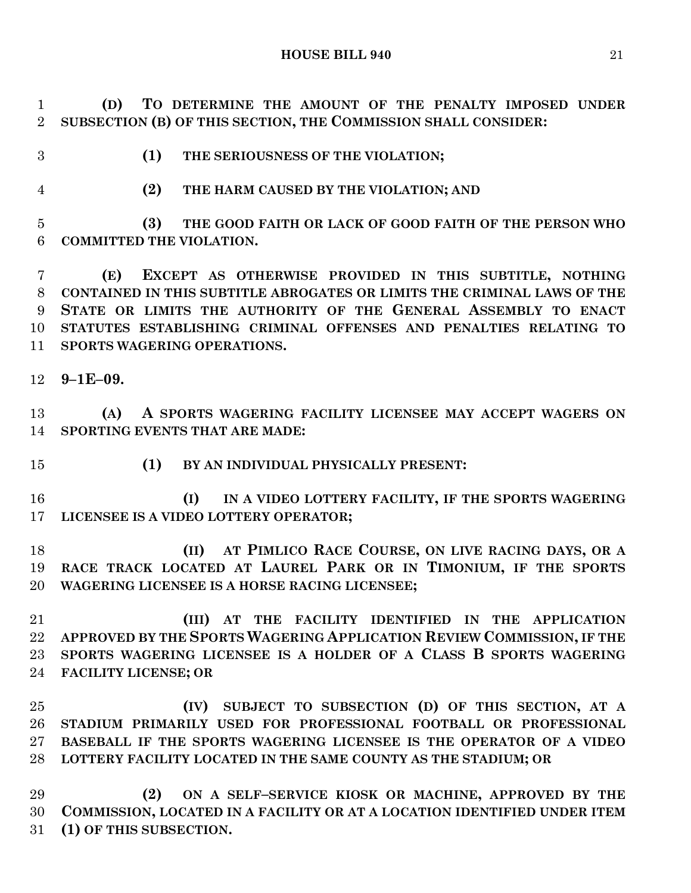**(D) TO DETERMINE THE AMOUNT OF THE PENALTY IMPOSED UNDER SUBSECTION (B) OF THIS SECTION, THE COMMISSION SHALL CONSIDER:**

**(1) THE SERIOUSNESS OF THE VIOLATION;**

**(2) THE HARM CAUSED BY THE VIOLATION; AND**

**(3) THE GOOD FAITH OR LACK OF GOOD FAITH OF THE PERSON WHO COMMITTED THE VIOLATION.**

**(E) EXCEPT AS OTHERWISE PROVIDED IN THIS SUBTITLE, NOTHING CONTAINED IN THIS SUBTITLE ABROGATES OR LIMITS THE CRIMINAL LAWS OF THE STATE OR LIMITS THE AUTHORITY OF THE GENERAL ASSEMBLY TO ENACT STATUTES ESTABLISHING CRIMINAL OFFENSES AND PENALTIES RELATING TO SPORTS WAGERING OPERATIONS.**

**9–1E–09.**

**(A) A SPORTS WAGERING FACILITY LICENSEE MAY ACCEPT WAGERS ON SPORTING EVENTS THAT ARE MADE:**

**(1) BY AN INDIVIDUAL PHYSICALLY PRESENT:**

**(I) IN A VIDEO LOTTERY FACILITY, IF THE SPORTS WAGERING LICENSEE IS A VIDEO LOTTERY OPERATOR;**

**(II) AT PIMLICO RACE COURSE, ON LIVE RACING DAYS, OR A RACE TRACK LOCATED AT LAUREL PARK OR IN TIMONIUM, IF THE SPORTS WAGERING LICENSEE IS A HORSE RACING LICENSEE;**

**(III) AT THE FACILITY IDENTIFIED IN THE APPLICATION APPROVED BY THE SPORTS WAGERING APPLICATION REVIEW COMMISSION, IF THE SPORTS WAGERING LICENSEE IS A HOLDER OF A CLASS B SPORTS WAGERING FACILITY LICENSE; OR**

**(IV) SUBJECT TO SUBSECTION (D) OF THIS SECTION, AT A STADIUM PRIMARILY USED FOR PROFESSIONAL FOOTBALL OR PROFESSIONAL BASEBALL IF THE SPORTS WAGERING LICENSEE IS THE OPERATOR OF A VIDEO LOTTERY FACILITY LOCATED IN THE SAME COUNTY AS THE STADIUM; OR**

**(2) ON A SELF–SERVICE KIOSK OR MACHINE, APPROVED BY THE COMMISSION, LOCATED IN A FACILITY OR AT A LOCATION IDENTIFIED UNDER ITEM (1) OF THIS SUBSECTION.**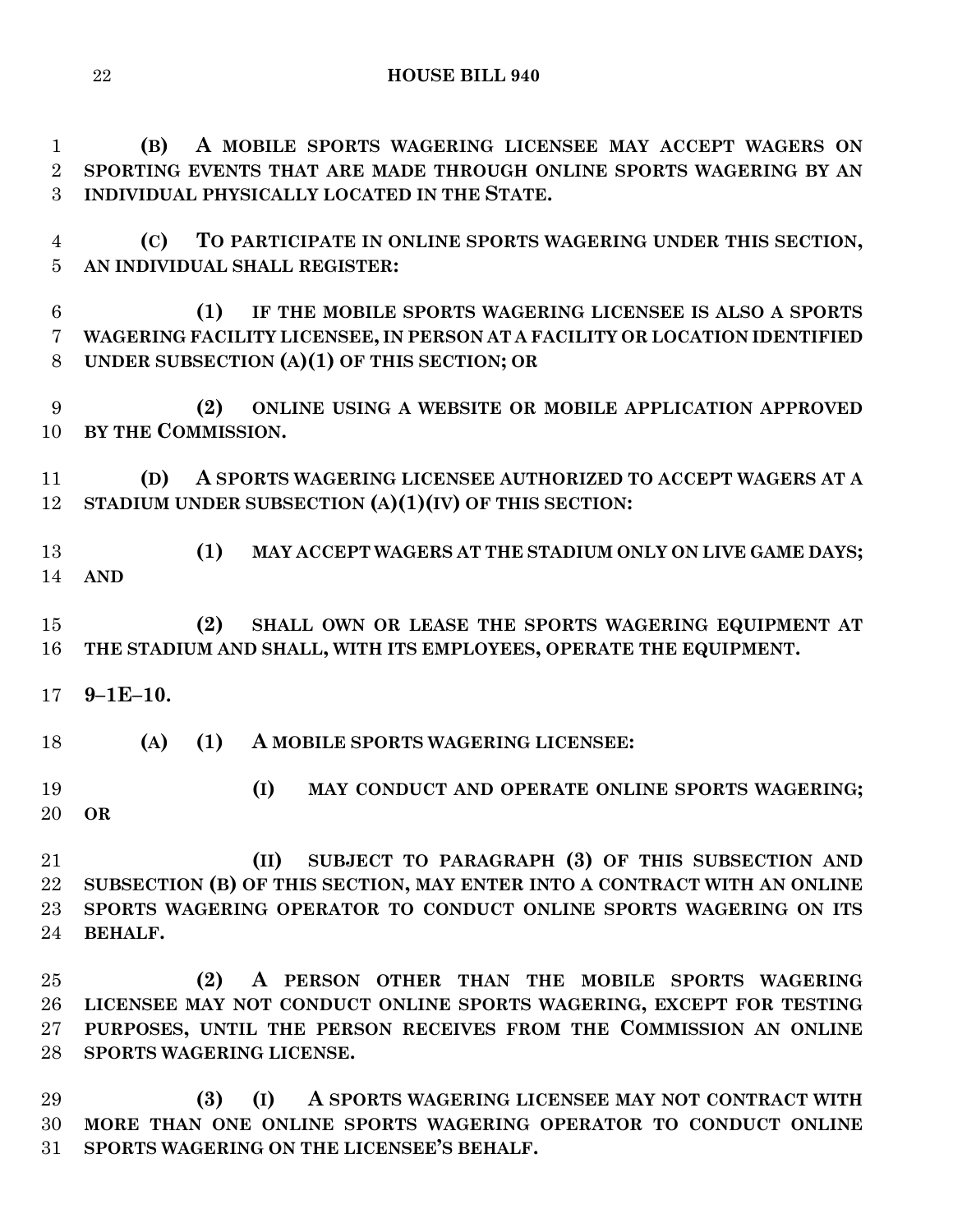**(B) A MOBILE SPORTS WAGERING LICENSEE MAY ACCEPT WAGERS ON SPORTING EVENTS THAT ARE MADE THROUGH ONLINE SPORTS WAGERING BY AN INDIVIDUAL PHYSICALLY LOCATED IN THE STATE.**

**(C) TO PARTICIPATE IN ONLINE SPORTS WAGERING UNDER THIS SECTION, AN INDIVIDUAL SHALL REGISTER:**

**(1) IF THE MOBILE SPORTS WAGERING LICENSEE IS ALSO A SPORTS WAGERING FACILITY LICENSEE, IN PERSON AT A FACILITY OR LOCATION IDENTIFIED UNDER SUBSECTION (A)(1) OF THIS SECTION; OR**

**(2) ONLINE USING A WEBSITE OR MOBILE APPLICATION APPROVED BY THE COMMISSION.**

**(D) A SPORTS WAGERING LICENSEE AUTHORIZED TO ACCEPT WAGERS AT A STADIUM UNDER SUBSECTION (A)(1)(IV) OF THIS SECTION:**

**(1) MAY ACCEPT WAGERS AT THE STADIUM ONLY ON LIVE GAME DAYS; AND**

**(2) SHALL OWN OR LEASE THE SPORTS WAGERING EQUIPMENT AT THE STADIUM AND SHALL, WITH ITS EMPLOYEES, OPERATE THE EQUIPMENT.**

**9–1E–10.**

**(A) (1) A MOBILE SPORTS WAGERING LICENSEE:**

**(I) MAY CONDUCT AND OPERATE ONLINE SPORTS WAGERING; OR**

**(II) SUBJECT TO PARAGRAPH (3) OF THIS SUBSECTION AND SUBSECTION (B) OF THIS SECTION, MAY ENTER INTO A CONTRACT WITH AN ONLINE SPORTS WAGERING OPERATOR TO CONDUCT ONLINE SPORTS WAGERING ON ITS BEHALF.**

**(2) A PERSON OTHER THAN THE MOBILE SPORTS WAGERING LICENSEE MAY NOT CONDUCT ONLINE SPORTS WAGERING, EXCEPT FOR TESTING PURPOSES, UNTIL THE PERSON RECEIVES FROM THE COMMISSION AN ONLINE SPORTS WAGERING LICENSE.**

**(3) (I) A SPORTS WAGERING LICENSEE MAY NOT CONTRACT WITH MORE THAN ONE ONLINE SPORTS WAGERING OPERATOR TO CONDUCT ONLINE SPORTS WAGERING ON THE LICENSEE'S BEHALF.**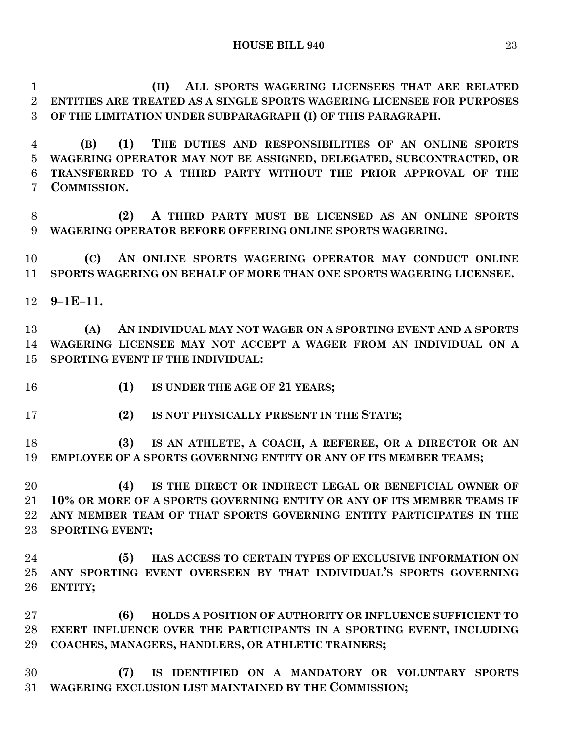**(II) ALL SPORTS WAGERING LICENSEES THAT ARE RELATED ENTITIES ARE TREATED AS A SINGLE SPORTS WAGERING LICENSEE FOR PURPOSES OF THE LIMITATION UNDER SUBPARAGRAPH (I) OF THIS PARAGRAPH.**

**(B) (1) THE DUTIES AND RESPONSIBILITIES OF AN ONLINE SPORTS WAGERING OPERATOR MAY NOT BE ASSIGNED, DELEGATED, SUBCONTRACTED, OR TRANSFERRED TO A THIRD PARTY WITHOUT THE PRIOR APPROVAL OF THE COMMISSION.**

**(2) A THIRD PARTY MUST BE LICENSED AS AN ONLINE SPORTS WAGERING OPERATOR BEFORE OFFERING ONLINE SPORTS WAGERING.**

**(C) AN ONLINE SPORTS WAGERING OPERATOR MAY CONDUCT ONLINE SPORTS WAGERING ON BEHALF OF MORE THAN ONE SPORTS WAGERING LICENSEE.**

**9–1E–11.**

**(A) AN INDIVIDUAL MAY NOT WAGER ON A SPORTING EVENT AND A SPORTS WAGERING LICENSEE MAY NOT ACCEPT A WAGER FROM AN INDIVIDUAL ON A SPORTING EVENT IF THE INDIVIDUAL:**

**(1) IS UNDER THE AGE OF 21 YEARS;**

**(2) IS NOT PHYSICALLY PRESENT IN THE STATE;**

**(3) IS AN ATHLETE, A COACH, A REFEREE, OR A DIRECTOR OR AN EMPLOYEE OF A SPORTS GOVERNING ENTITY OR ANY OF ITS MEMBER TEAMS;**

**(4) IS THE DIRECT OR INDIRECT LEGAL OR BENEFICIAL OWNER OF 10% OR MORE OF A SPORTS GOVERNING ENTITY OR ANY OF ITS MEMBER TEAMS IF ANY MEMBER TEAM OF THAT SPORTS GOVERNING ENTITY PARTICIPATES IN THE SPORTING EVENT;**

**(5) HAS ACCESS TO CERTAIN TYPES OF EXCLUSIVE INFORMATION ON ANY SPORTING EVENT OVERSEEN BY THAT INDIVIDUAL'S SPORTS GOVERNING ENTITY;**

**(6) HOLDS A POSITION OF AUTHORITY OR INFLUENCE SUFFICIENT TO EXERT INFLUENCE OVER THE PARTICIPANTS IN A SPORTING EVENT, INCLUDING COACHES, MANAGERS, HANDLERS, OR ATHLETIC TRAINERS;**

**(7) IS IDENTIFIED ON A MANDATORY OR VOLUNTARY SPORTS WAGERING EXCLUSION LIST MAINTAINED BY THE COMMISSION;**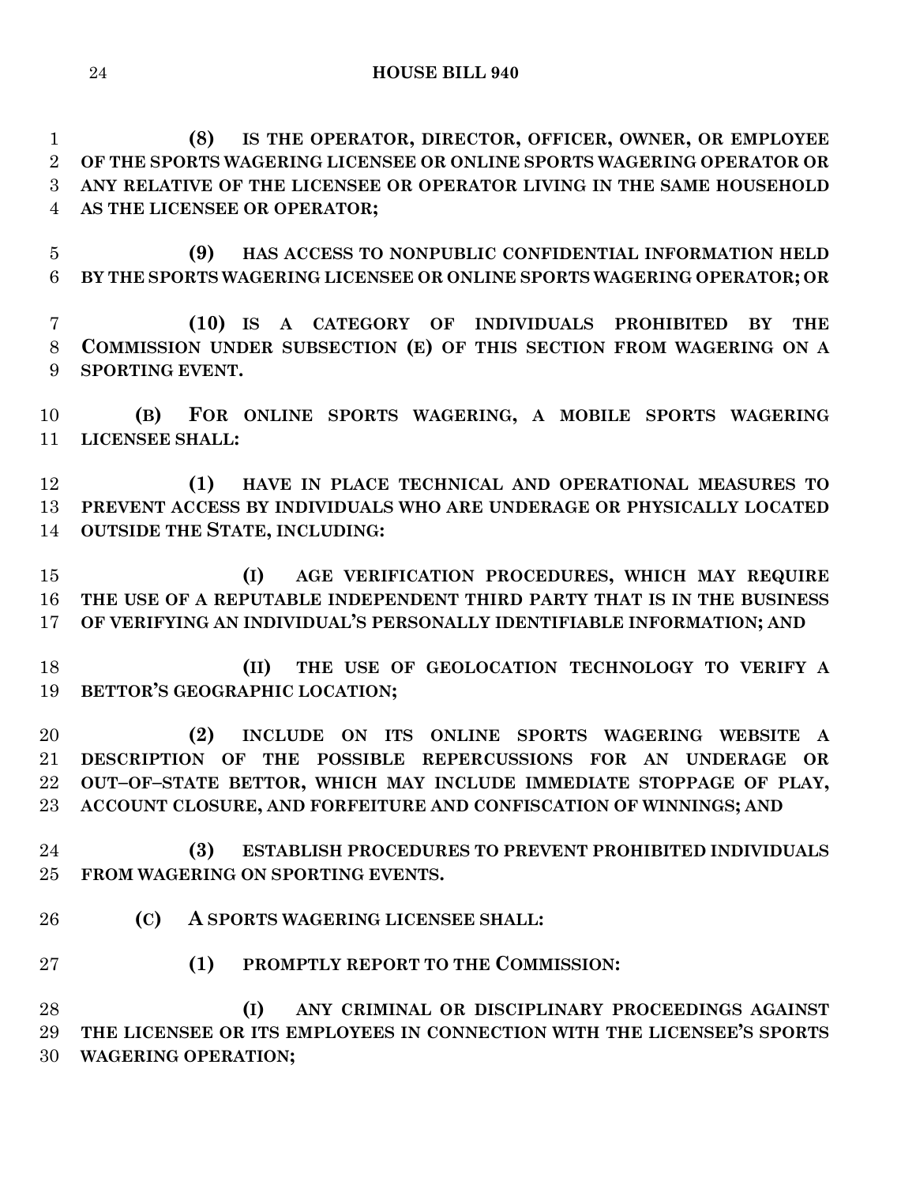**(8) IS THE OPERATOR, DIRECTOR, OFFICER, OWNER, OR EMPLOYEE OF THE SPORTS WAGERING LICENSEE OR ONLINE SPORTS WAGERING OPERATOR OR ANY RELATIVE OF THE LICENSEE OR OPERATOR LIVING IN THE SAME HOUSEHOLD AS THE LICENSEE OR OPERATOR;**

**(9) HAS ACCESS TO NONPUBLIC CONFIDENTIAL INFORMATION HELD BY THE SPORTS WAGERING LICENSEE OR ONLINE SPORTS WAGERING OPERATOR; OR**

**(10) IS A CATEGORY OF INDIVIDUALS PROHIBITED BY THE COMMISSION UNDER SUBSECTION (E) OF THIS SECTION FROM WAGERING ON A SPORTING EVENT.**

**(B) FOR ONLINE SPORTS WAGERING, A MOBILE SPORTS WAGERING LICENSEE SHALL:**

**(1) HAVE IN PLACE TECHNICAL AND OPERATIONAL MEASURES TO PREVENT ACCESS BY INDIVIDUALS WHO ARE UNDERAGE OR PHYSICALLY LOCATED OUTSIDE THE STATE, INCLUDING:**

**(I) AGE VERIFICATION PROCEDURES, WHICH MAY REQUIRE THE USE OF A REPUTABLE INDEPENDENT THIRD PARTY THAT IS IN THE BUSINESS OF VERIFYING AN INDIVIDUAL'S PERSONALLY IDENTIFIABLE INFORMATION; AND**

**(II) THE USE OF GEOLOCATION TECHNOLOGY TO VERIFY A BETTOR'S GEOGRAPHIC LOCATION;**

**(2) INCLUDE ON ITS ONLINE SPORTS WAGERING WEBSITE A DESCRIPTION OF THE POSSIBLE REPERCUSSIONS FOR AN UNDERAGE OR OUT–OF–STATE BETTOR, WHICH MAY INCLUDE IMMEDIATE STOPPAGE OF PLAY, ACCOUNT CLOSURE, AND FORFEITURE AND CONFISCATION OF WINNINGS; AND**

**(3) ESTABLISH PROCEDURES TO PREVENT PROHIBITED INDIVIDUALS FROM WAGERING ON SPORTING EVENTS.**

**(C) A SPORTS WAGERING LICENSEE SHALL:**

**(1) PROMPTLY REPORT TO THE COMMISSION:**

**(I) ANY CRIMINAL OR DISCIPLINARY PROCEEDINGS AGAINST THE LICENSEE OR ITS EMPLOYEES IN CONNECTION WITH THE LICENSEE'S SPORTS WAGERING OPERATION;**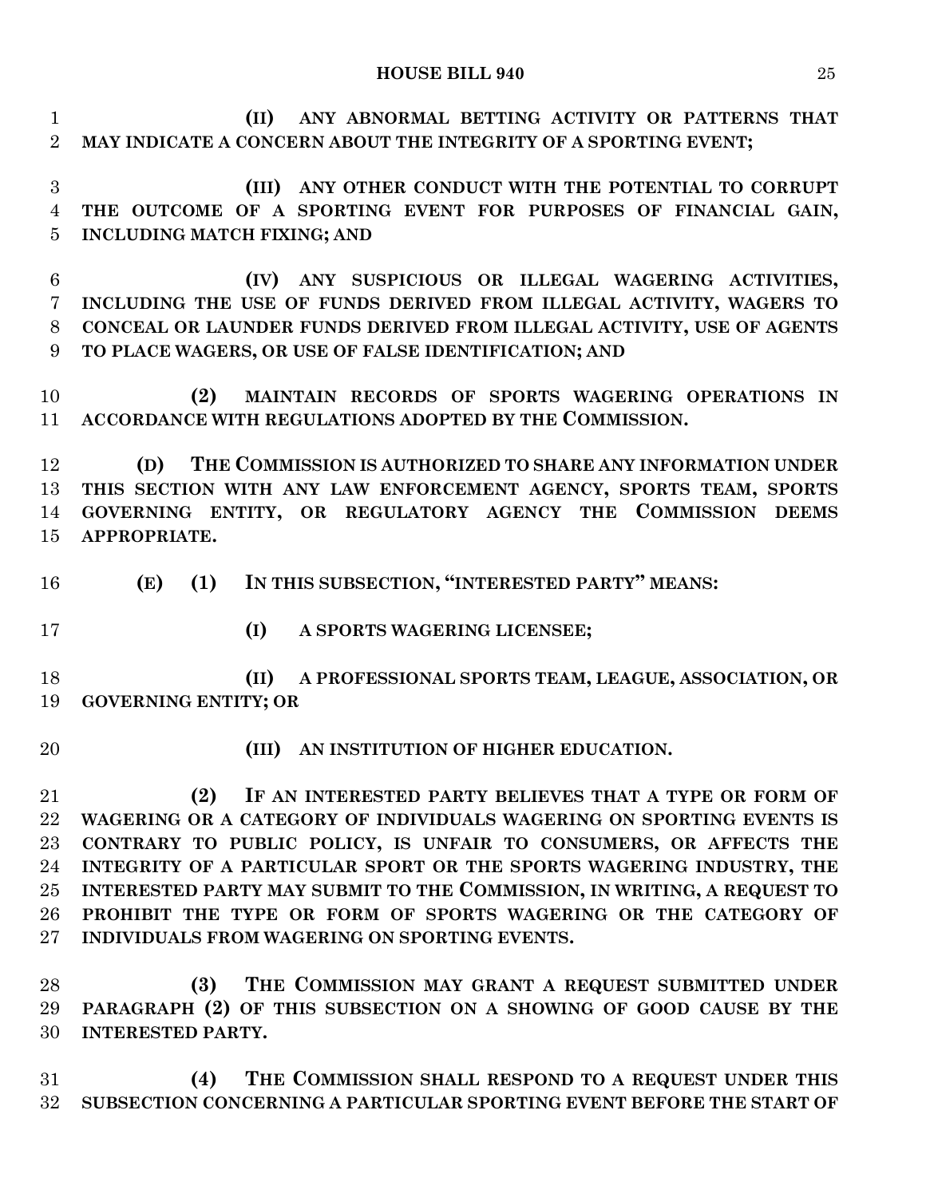**(II) ANY ABNORMAL BETTING ACTIVITY OR PATTERNS THAT MAY INDICATE A CONCERN ABOUT THE INTEGRITY OF A SPORTING EVENT;**

**(III) ANY OTHER CONDUCT WITH THE POTENTIAL TO CORRUPT THE OUTCOME OF A SPORTING EVENT FOR PURPOSES OF FINANCIAL GAIN, INCLUDING MATCH FIXING; AND**

**(IV) ANY SUSPICIOUS OR ILLEGAL WAGERING ACTIVITIES, INCLUDING THE USE OF FUNDS DERIVED FROM ILLEGAL ACTIVITY, WAGERS TO CONCEAL OR LAUNDER FUNDS DERIVED FROM ILLEGAL ACTIVITY, USE OF AGENTS TO PLACE WAGERS, OR USE OF FALSE IDENTIFICATION; AND**

**(2) MAINTAIN RECORDS OF SPORTS WAGERING OPERATIONS IN ACCORDANCE WITH REGULATIONS ADOPTED BY THE COMMISSION.**

**(D) THE COMMISSION IS AUTHORIZED TO SHARE ANY INFORMATION UNDER THIS SECTION WITH ANY LAW ENFORCEMENT AGENCY, SPORTS TEAM, SPORTS GOVERNING ENTITY, OR REGULATORY AGENCY THE COMMISSION DEEMS APPROPRIATE.**

**(E) (1) IN THIS SUBSECTION, "INTERESTED PARTY" MEANS:**

**(I) A SPORTS WAGERING LICENSEE;**

**(II) A PROFESSIONAL SPORTS TEAM, LEAGUE, ASSOCIATION, OR GOVERNING ENTITY; OR**

**(III) AN INSTITUTION OF HIGHER EDUCATION.**

**(2) IF AN INTERESTED PARTY BELIEVES THAT A TYPE OR FORM OF WAGERING OR A CATEGORY OF INDIVIDUALS WAGERING ON SPORTING EVENTS IS CONTRARY TO PUBLIC POLICY, IS UNFAIR TO CONSUMERS, OR AFFECTS THE INTEGRITY OF A PARTICULAR SPORT OR THE SPORTS WAGERING INDUSTRY, THE INTERESTED PARTY MAY SUBMIT TO THE COMMISSION, IN WRITING, A REQUEST TO PROHIBIT THE TYPE OR FORM OF SPORTS WAGERING OR THE CATEGORY OF INDIVIDUALS FROM WAGERING ON SPORTING EVENTS.**

**(3) THE COMMISSION MAY GRANT A REQUEST SUBMITTED UNDER PARAGRAPH (2) OF THIS SUBSECTION ON A SHOWING OF GOOD CAUSE BY THE INTERESTED PARTY.**

**(4) THE COMMISSION SHALL RESPOND TO A REQUEST UNDER THIS SUBSECTION CONCERNING A PARTICULAR SPORTING EVENT BEFORE THE START OF**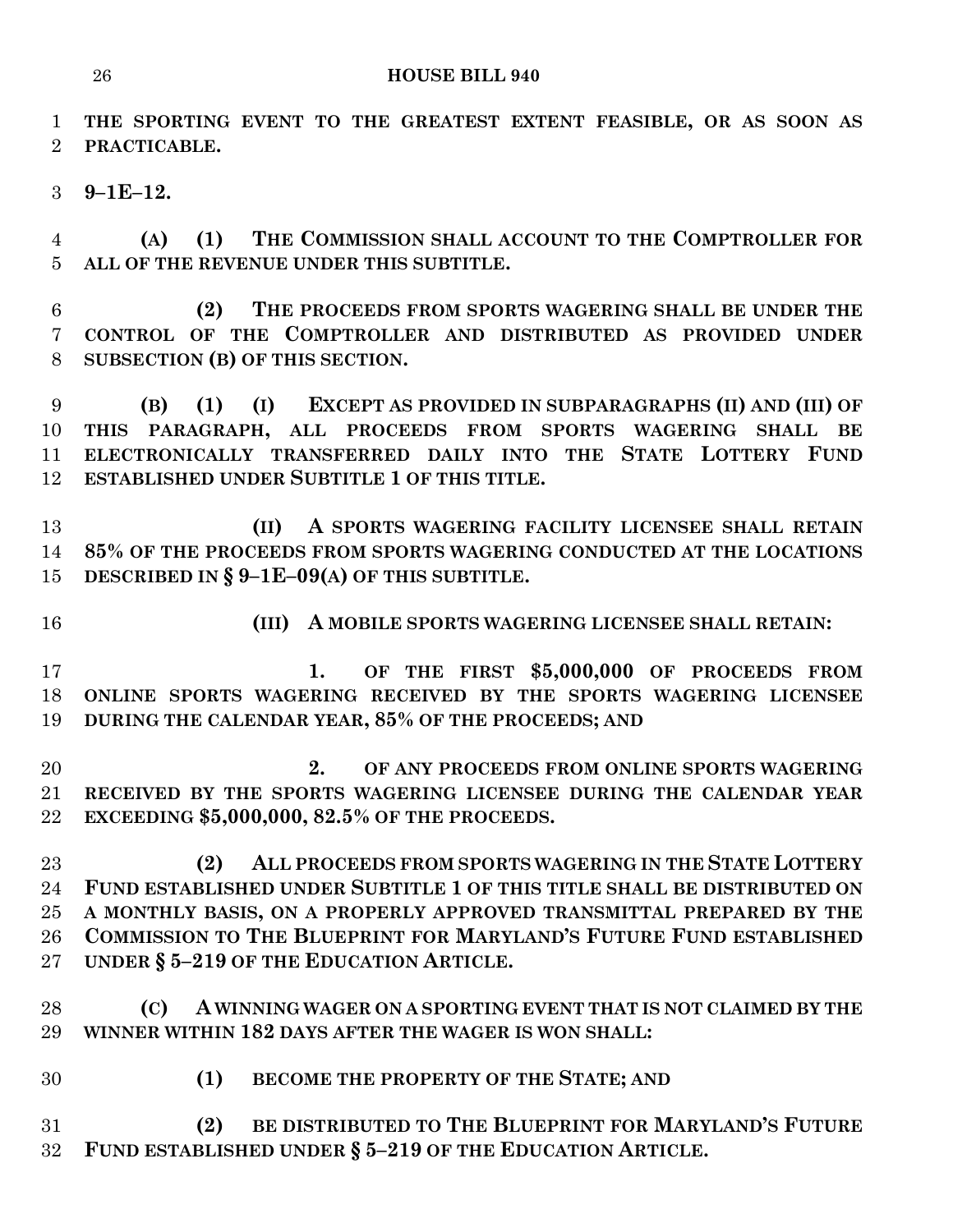**THE SPORTING EVENT TO THE GREATEST EXTENT FEASIBLE, OR AS SOON AS PRACTICABLE.**

**9–1E–12.**

**(A) (1) THE COMMISSION SHALL ACCOUNT TO THE COMPTROLLER FOR ALL OF THE REVENUE UNDER THIS SUBTITLE.**

**(2) THE PROCEEDS FROM SPORTS WAGERING SHALL BE UNDER THE CONTROL OF THE COMPTROLLER AND DISTRIBUTED AS PROVIDED UNDER SUBSECTION (B) OF THIS SECTION.**

**(B) (1) (I) EXCEPT AS PROVIDED IN SUBPARAGRAPHS (II) AND (III) OF THIS PARAGRAPH, ALL PROCEEDS FROM SPORTS WAGERING SHALL BE ELECTRONICALLY TRANSFERRED DAILY INTO THE STATE LOTTERY FUND ESTABLISHED UNDER SUBTITLE 1 OF THIS TITLE.**

**(II) A SPORTS WAGERING FACILITY LICENSEE SHALL RETAIN 85% OF THE PROCEEDS FROM SPORTS WAGERING CONDUCTED AT THE LOCATIONS DESCRIBED IN § 9–1E–09(A) OF THIS SUBTITLE.**

**(III) A MOBILE SPORTS WAGERING LICENSEE SHALL RETAIN:**

**1. OF THE FIRST $5,000,000 OF PROCEEDS FROM ONLINE SPORTS WAGERING RECEIVED BY THE SPORTS WAGERING LICENSEE DURING THE CALENDAR YEAR, 85% OF THE PROCEEDS; AND**

**2. OF ANY PROCEEDS FROM ONLINE SPORTS WAGERING RECEIVED BY THE SPORTS WAGERING LICENSEE DURING THE CALENDAR YEAR EXCEEDING $5,000,000, 82.5% OF THE PROCEEDS.**

**(2) ALL PROCEEDS FROM SPORTS WAGERING IN THE STATE LOTTERY FUND ESTABLISHED UNDER SUBTITLE 1 OF THIS TITLE SHALL BE DISTRIBUTED ON A MONTHLY BASIS, ON A PROPERLY APPROVED TRANSMITTAL PREPARED BY THE COMMISSION TO THE BLUEPRINT FOR MARYLAND'S FUTURE FUND ESTABLISHED UNDER § 5–219 OF THE EDUCATION ARTICLE.**

**(C) A WINNING WAGER ON A SPORTING EVENT THAT IS NOT CLAIMED BY THE WINNER WITHIN 182 DAYS AFTER THE WAGER IS WON SHALL:**

**(1) BECOME THE PROPERTY OF THE STATE; AND**

**(2) BE DISTRIBUTED TO THE BLUEPRINT FOR MARYLAND'S FUTURE FUND ESTABLISHED UNDER § 5–219 OF THE EDUCATION ARTICLE.**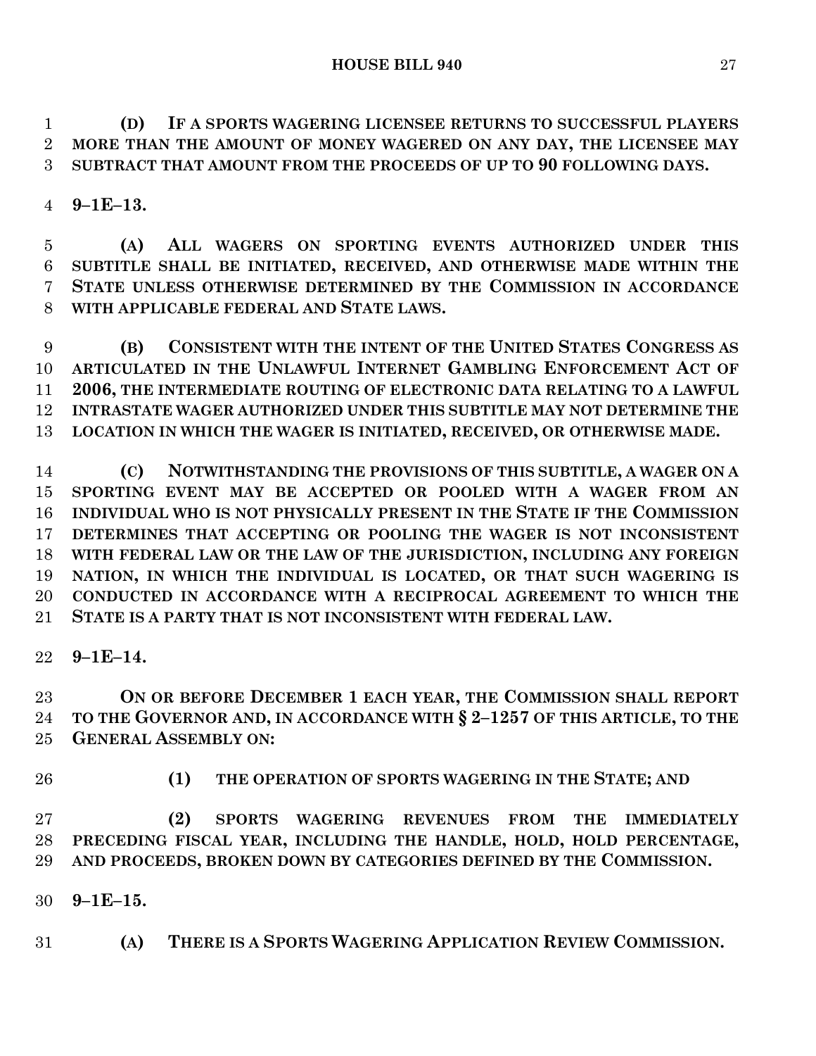**(D) IF A SPORTS WAGERING LICENSEE RETURNS TO SUCCESSFUL PLAYERS MORE THAN THE AMOUNT OF MONEY WAGERED ON ANY DAY, THE LICENSEE MAY SUBTRACT THAT AMOUNT FROM THE PROCEEDS OF UP TO 90 FOLLOWING DAYS.**

**9–1E–13.**

**(A) ALL WAGERS ON SPORTING EVENTS AUTHORIZED UNDER THIS SUBTITLE SHALL BE INITIATED, RECEIVED, AND OTHERWISE MADE WITHIN THE STATE UNLESS OTHERWISE DETERMINED BY THE COMMISSION IN ACCORDANCE WITH APPLICABLE FEDERAL AND STATE LAWS.**

**(B) CONSISTENT WITH THE INTENT OF THE UNITED STATES CONGRESS AS ARTICULATED IN THE UNLAWFUL INTERNET GAMBLING ENFORCEMENT ACT OF 2006, THE INTERMEDIATE ROUTING OF ELECTRONIC DATA RELATING TO A LAWFUL INTRASTATE WAGER AUTHORIZED UNDER THIS SUBTITLE MAY NOT DETERMINE THE LOCATION IN WHICH THE WAGER IS INITIATED, RECEIVED, OR OTHERWISE MADE.**

**(C) NOTWITHSTANDING THE PROVISIONS OF THIS SUBTITLE, A WAGER ON A SPORTING EVENT MAY BE ACCEPTED OR POOLED WITH A WAGER FROM AN INDIVIDUAL WHO IS NOT PHYSICALLY PRESENT IN THE STATE IF THE COMMISSION DETERMINES THAT ACCEPTING OR POOLING THE WAGER IS NOT INCONSISTENT WITH FEDERAL LAW OR THE LAW OF THE JURISDICTION, INCLUDING ANY FOREIGN NATION, IN WHICH THE INDIVIDUAL IS LOCATED, OR THAT SUCH WAGERING IS CONDUCTED IN ACCORDANCE WITH A RECIPROCAL AGREEMENT TO WHICH THE STATE IS A PARTY THAT IS NOT INCONSISTENT WITH FEDERAL LAW.**

**9–1E–14.**

**ON OR BEFORE DECEMBER 1 EACH YEAR, THE COMMISSION SHALL REPORT TO THE GOVERNOR AND, IN ACCORDANCE WITH § 2–1257 OF THIS ARTICLE, TO THE GENERAL ASSEMBLY ON:**

**(1) THE OPERATION OF SPORTS WAGERING IN THE STATE; AND**

**(2) SPORTS WAGERING REVENUES FROM THE IMMEDIATELY PRECEDING FISCAL YEAR, INCLUDING THE HANDLE, HOLD, HOLD PERCENTAGE, AND PROCEEDS, BROKEN DOWN BY CATEGORIES DEFINED BY THE COMMISSION.**

**9–1E–15.**

**(A) THERE IS A SPORTS WAGERING APPLICATION REVIEW COMMISSION.**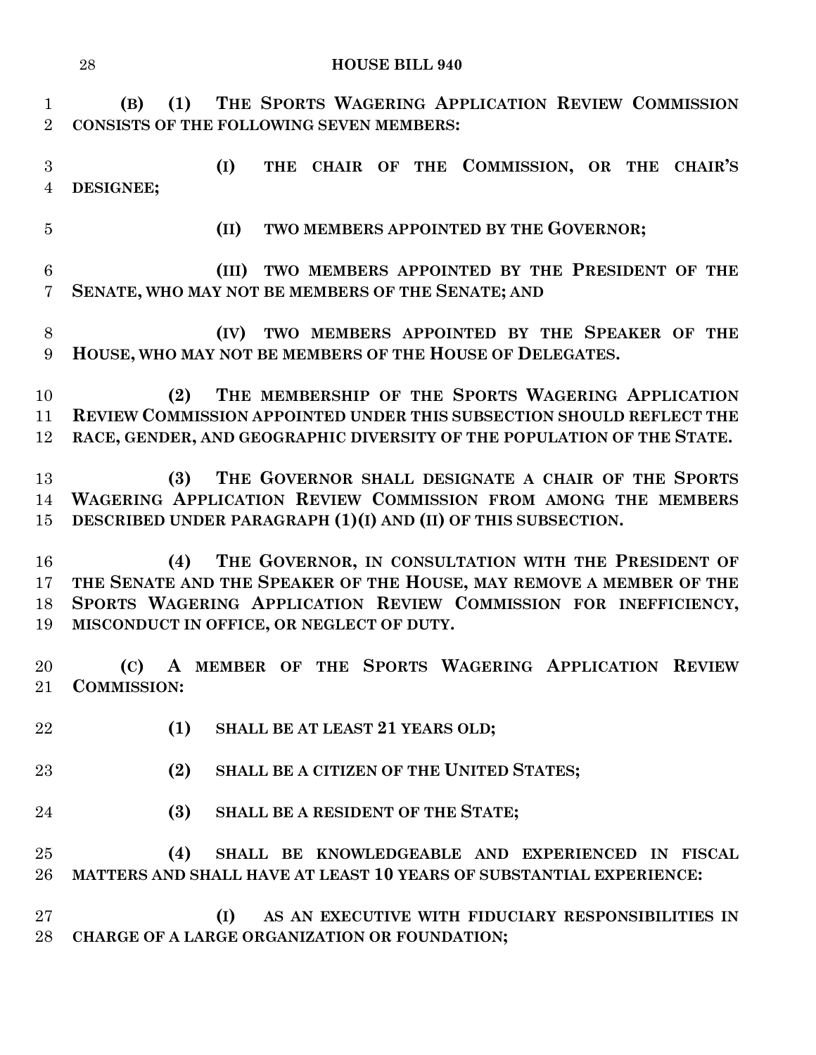**(B) (1) THE SPORTS WAGERING APPLICATION REVIEW COMMISSION CONSISTS OF THE FOLLOWING SEVEN MEMBERS:**

**(I) THE CHAIR OF THE COMMISSION, OR THE CHAIR'S DESIGNEE;**

**(II) TWO MEMBERS APPOINTED BY THE GOVERNOR;**

**(III) TWO MEMBERS APPOINTED BY THE PRESIDENT OF THE SENATE, WHO MAY NOT BE MEMBERS OF THE SENATE; AND**

**(IV) TWO MEMBERS APPOINTED BY THE SPEAKER OF THE HOUSE, WHO MAY NOT BE MEMBERS OF THE HOUSE OF DELEGATES.**

**(2) THE MEMBERSHIP OF THE SPORTS WAGERING APPLICATION REVIEW COMMISSION APPOINTED UNDER THIS SUBSECTION SHOULD REFLECT THE RACE, GENDER, AND GEOGRAPHIC DIVERSITY OF THE POPULATION OF THE STATE.**

**(3) THE GOVERNOR SHALL DESIGNATE A CHAIR OF THE SPORTS WAGERING APPLICATION REVIEW COMMISSION FROM AMONG THE MEMBERS DESCRIBED UNDER PARAGRAPH (1)(I) AND (II) OF THIS SUBSECTION.**

**(4) THE GOVERNOR, IN CONSULTATION WITH THE PRESIDENT OF THE SENATE AND THE SPEAKER OF THE HOUSE, MAY REMOVE A MEMBER OF THE SPORTS WAGERING APPLICATION REVIEW COMMISSION FOR INEFFICIENCY, MISCONDUCT IN OFFICE, OR NEGLECT OF DUTY.**

**(C) A MEMBER OF THE SPORTS WAGERING APPLICATION REVIEW COMMISSION:**

**(1) SHALL BE AT LEAST 21 YEARS OLD;**

**(2) SHALL BE A CITIZEN OF THE UNITED STATES;**

**(3) SHALL BE A RESIDENT OF THE STATE;**

**(4) SHALL BE KNOWLEDGEABLE AND EXPERIENCED IN FISCAL MATTERS AND SHALL HAVE AT LEAST 10 YEARS OF SUBSTANTIAL EXPERIENCE:**

**(I) AS AN EXECUTIVE WITH FIDUCIARY RESPONSIBILITIES IN CHARGE OF A LARGE ORGANIZATION OR FOUNDATION;**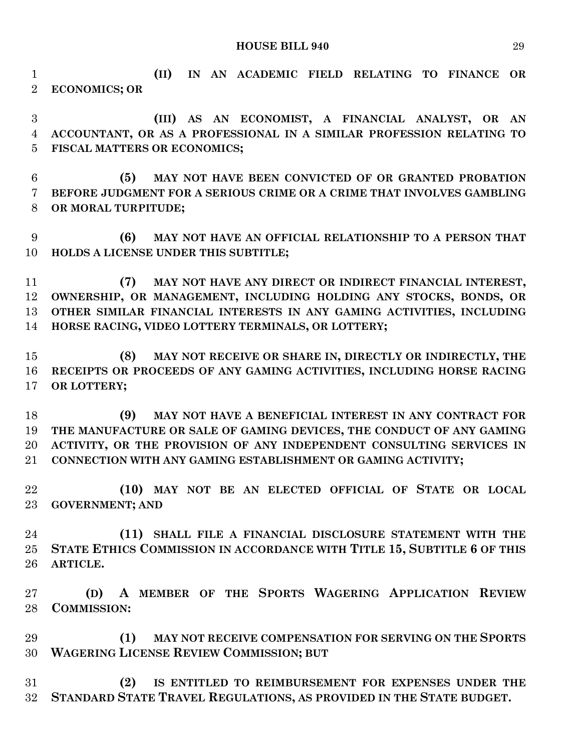(II) IN AN ACADEMIC FIELD RELATING TO FINANCE OR ECONOMICS; OR

(III) AS AN ECONOMIST, A FINANCIAL ANALYST, OR AN ACCOUNTANT, OR AS A PROFESSIONAL IN A SIMILAR PROFESSION RELATING TO FISCAL MATTERS OR ECONOMICS;

(5) MAY NOT HAVE BEEN CONVICTED OF OR GRANTED PROBATION BEFORE JUDGMENT FOR A SERIOUS CRIME OR A CRIME THAT INVOLVES GAMBLING OR MORAL TURPITUDE;

(6) MAY NOT HAVE AN OFFICIAL RELATIONSHIP TO A PERSON THAT HOLDS A LICENSE UNDER THIS SUBTITLE;

(7) MAY NOT HAVE ANY DIRECT OR INDIRECT FINANCIAL INTEREST, OWNERSHIP, OR MANAGEMENT, INCLUDING HOLDING ANY STOCKS, BONDS, OR OTHER SIMILAR FINANCIAL INTERESTS IN ANY GAMING ACTIVITIES, INCLUDING HORSE RACING, VIDEO LOTTERY TERMINALS, OR LOTTERY;

(8) MAY NOT RECEIVE OR SHARE IN, DIRECTLY OR INDIRECTLY, THE RECEIPTS OR PROCEEDS OF ANY GAMING ACTIVITIES, INCLUDING HORSE RACING OR LOTTERY;

(9) MAY NOT HAVE A BENEFICIAL INTEREST IN ANY CONTRACT FOR THE MANUFACTURE OR SALE OF GAMING DEVICES, THE CONDUCT OF ANY GAMING ACTIVITY, OR THE PROVISION OF ANY INDEPENDENT CONSULTING SERVICES IN CONNECTION WITH ANY GAMING ESTABLISHMENT OR GAMING ACTIVITY;

(10) MAY NOT BE AN ELECTED OFFICIAL OF STATE OR LOCAL GOVERNMENT; AND

(11) SHALL FILE A FINANCIAL DISCLOSURE STATEMENT WITH THE STATE ETHICS COMMISSION IN ACCORDANCE WITH TITLE 15, SUBTITLE 6 OF THIS ARTICLE.

(D) A MEMBER OF THE SPORTS WAGERING APPLICATION REVIEW COMMISSION:

(1) MAY NOT RECEIVE COMPENSATION FOR SERVING ON THE SPORTS WAGERING LICENSE REVIEW COMMISSION; BUT

(2) IS ENTITLED TO REIMBURSEMENT FOR EXPENSES UNDER THE STANDARD STATE TRAVEL REGULATIONS, AS PROVIDED IN THE STATE BUDGET.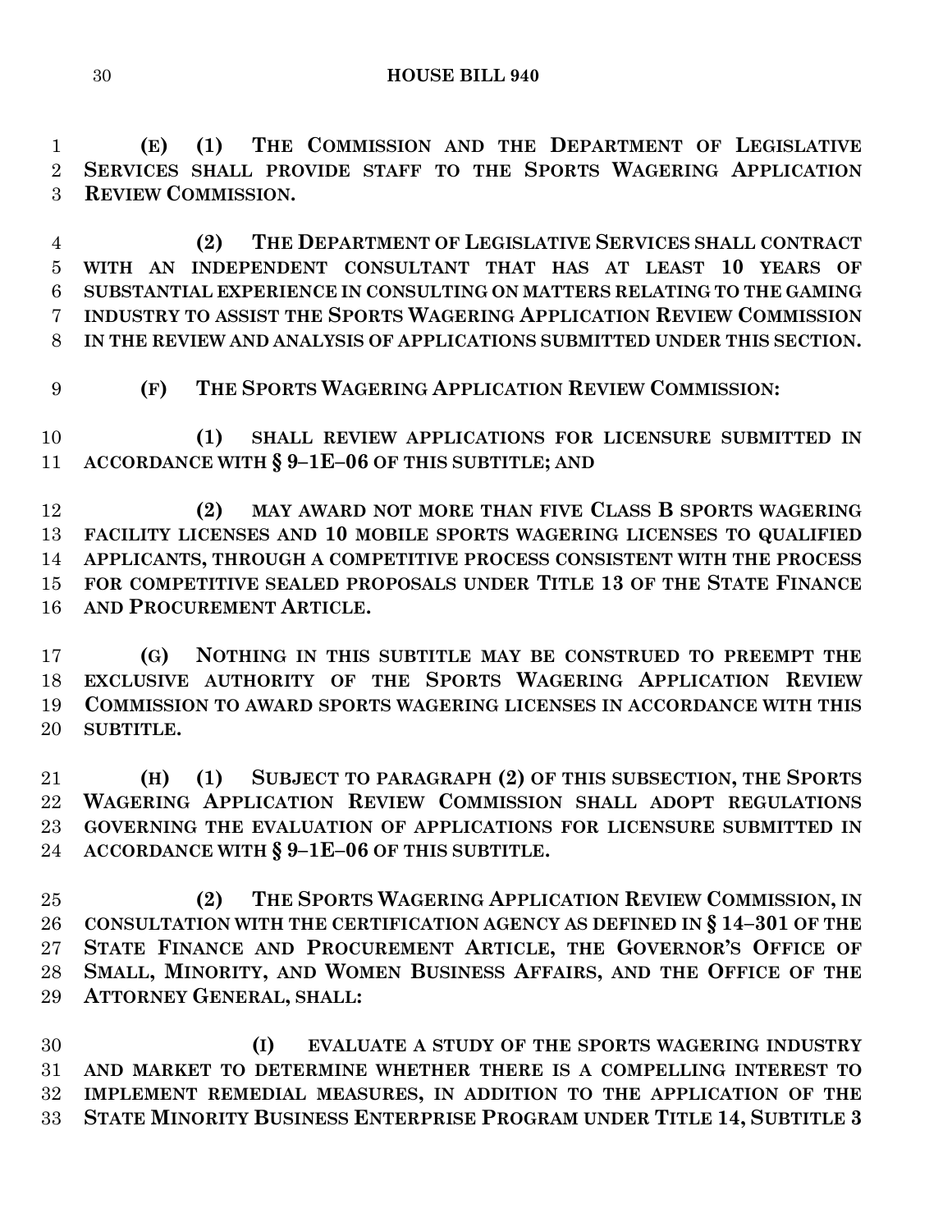**(E) (1) THE COMMISSION AND THE DEPARTMENT OF LEGISLATIVE SERVICES SHALL PROVIDE STAFF TO THE SPORTS WAGERING APPLICATION REVIEW COMMISSION.**

**(2) THE DEPARTMENT OF LEGISLATIVE SERVICES SHALL CONTRACT WITH AN INDEPENDENT CONSULTANT THAT HAS AT LEAST 10 YEARS OF SUBSTANTIAL EXPERIENCE IN CONSULTING ON MATTERS RELATING TO THE GAMING INDUSTRY TO ASSIST THE SPORTS WAGERING APPLICATION REVIEW COMMISSION IN THE REVIEW AND ANALYSIS OF APPLICATIONS SUBMITTED UNDER THIS SECTION.**

**(F) THE SPORTS WAGERING APPLICATION REVIEW COMMISSION:**

**(1) SHALL REVIEW APPLICATIONS FOR LICENSURE SUBMITTED IN ACCORDANCE WITH § 9–1E–06 OF THIS SUBTITLE; AND**

**(2) MAY AWARD NOT MORE THAN FIVE CLASS B SPORTS WAGERING FACILITY LICENSES AND 10 MOBILE SPORTS WAGERING LICENSES TO QUALIFIED APPLICANTS, THROUGH A COMPETITIVE PROCESS CONSISTENT WITH THE PROCESS FOR COMPETITIVE SEALED PROPOSALS UNDER TITLE 13 OF THE STATE FINANCE AND PROCUREMENT ARTICLE.**

**(G) NOTHING IN THIS SUBTITLE MAY BE CONSTRUED TO PREEMPT THE EXCLUSIVE AUTHORITY OF THE SPORTS WAGERING APPLICATION REVIEW COMMISSION TO AWARD SPORTS WAGERING LICENSES IN ACCORDANCE WITH THIS SUBTITLE.**

**(H) (1) SUBJECT TO PARAGRAPH (2) OF THIS SUBSECTION, THE SPORTS WAGERING APPLICATION REVIEW COMMISSION SHALL ADOPT REGULATIONS GOVERNING THE EVALUATION OF APPLICATIONS FOR LICENSURE SUBMITTED IN ACCORDANCE WITH § 9–1E–06 OF THIS SUBTITLE.**

**(2) THE SPORTS WAGERING APPLICATION REVIEW COMMISSION, IN CONSULTATION WITH THE CERTIFICATION AGENCY AS DEFINED IN § 14–301 OF THE STATE FINANCE AND PROCUREMENT ARTICLE, THE GOVERNOR'S OFFICE OF SMALL, MINORITY, AND WOMEN BUSINESS AFFAIRS, AND THE OFFICE OF THE ATTORNEY GENERAL, SHALL:**

**(I) EVALUATE A STUDY OF THE SPORTS WAGERING INDUSTRY AND MARKET TO DETERMINE WHETHER THERE IS A COMPELLING INTEREST TO IMPLEMENT REMEDIAL MEASURES, IN ADDITION TO THE APPLICATION OF THE STATE MINORITY BUSINESS ENTERPRISE PROGRAM UNDER TITLE 14, SUBTITLE 3**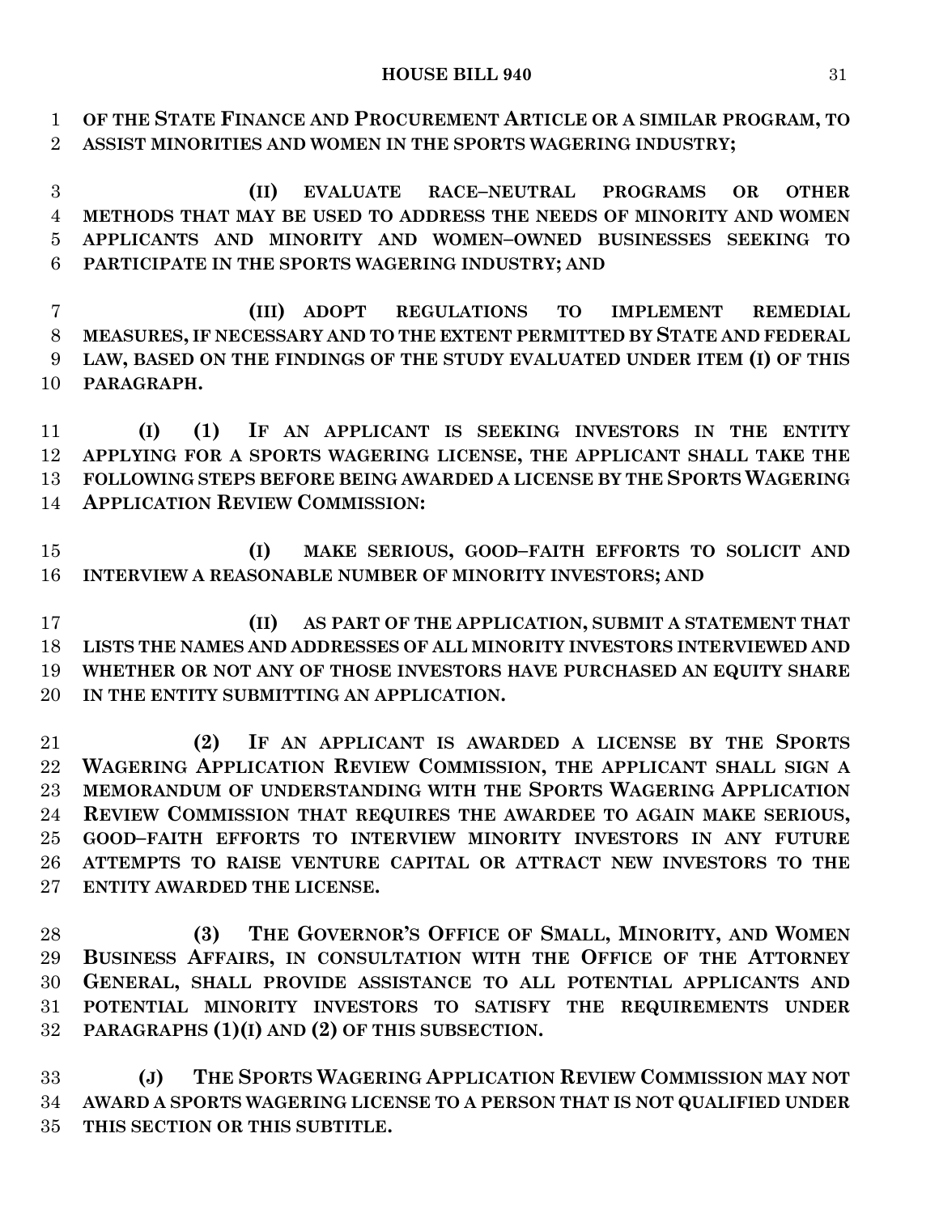**OF THE STATE FINANCE AND PROCUREMENT ARTICLE OR A SIMILAR PROGRAM, TO ASSIST MINORITIES AND WOMEN IN THE SPORTS WAGERING INDUSTRY;**

**(II) EVALUATE RACE–NEUTRAL PROGRAMS OR OTHER METHODS THAT MAY BE USED TO ADDRESS THE NEEDS OF MINORITY AND WOMEN APPLICANTS AND MINORITY AND WOMEN–OWNED BUSINESSES SEEKING TO PARTICIPATE IN THE SPORTS WAGERING INDUSTRY; AND**

**(III) ADOPT REGULATIONS TO IMPLEMENT REMEDIAL MEASURES, IF NECESSARY AND TO THE EXTENT PERMITTED BY STATE AND FEDERAL LAW, BASED ON THE FINDINGS OF THE STUDY EVALUATED UNDER ITEM (I) OF THIS PARAGRAPH.**

**(I) (1) IF AN APPLICANT IS SEEKING INVESTORS IN THE ENTITY APPLYING FOR A SPORTS WAGERING LICENSE, THE APPLICANT SHALL TAKE THE FOLLOWING STEPS BEFORE BEING AWARDED A LICENSE BY THE SPORTS WAGERING APPLICATION REVIEW COMMISSION:**

**(I) MAKE SERIOUS, GOOD–FAITH EFFORTS TO SOLICIT AND INTERVIEW A REASONABLE NUMBER OF MINORITY INVESTORS; AND**

**(II) AS PART OF THE APPLICATION, SUBMIT A STATEMENT THAT LISTS THE NAMES AND ADDRESSES OF ALL MINORITY INVESTORS INTERVIEWED AND WHETHER OR NOT ANY OF THOSE INVESTORS HAVE PURCHASED AN EQUITY SHARE IN THE ENTITY SUBMITTING AN APPLICATION.**

**(2) IF AN APPLICANT IS AWARDED A LICENSE BY THE SPORTS WAGERING APPLICATION REVIEW COMMISSION, THE APPLICANT SHALL SIGN A MEMORANDUM OF UNDERSTANDING WITH THE SPORTS WAGERING APPLICATION REVIEW COMMISSION THAT REQUIRES THE AWARDEE TO AGAIN MAKE SERIOUS, GOOD–FAITH EFFORTS TO INTERVIEW MINORITY INVESTORS IN ANY FUTURE ATTEMPTS TO RAISE VENTURE CAPITAL OR ATTRACT NEW INVESTORS TO THE ENTITY AWARDED THE LICENSE.**

**(3) THE GOVERNOR'S OFFICE OF SMALL, MINORITY, AND WOMEN BUSINESS AFFAIRS, IN CONSULTATION WITH THE OFFICE OF THE ATTORNEY GENERAL, SHALL PROVIDE ASSISTANCE TO ALL POTENTIAL APPLICANTS AND POTENTIAL MINORITY INVESTORS TO SATISFY THE REQUIREMENTS UNDER PARAGRAPHS (1)(I) AND (2) OF THIS SUBSECTION.**

**(J) THE SPORTS WAGERING APPLICATION REVIEW COMMISSION MAY NOT AWARD A SPORTS WAGERING LICENSE TO A PERSON THAT IS NOT QUALIFIED UNDER THIS SECTION OR THIS SUBTITLE.**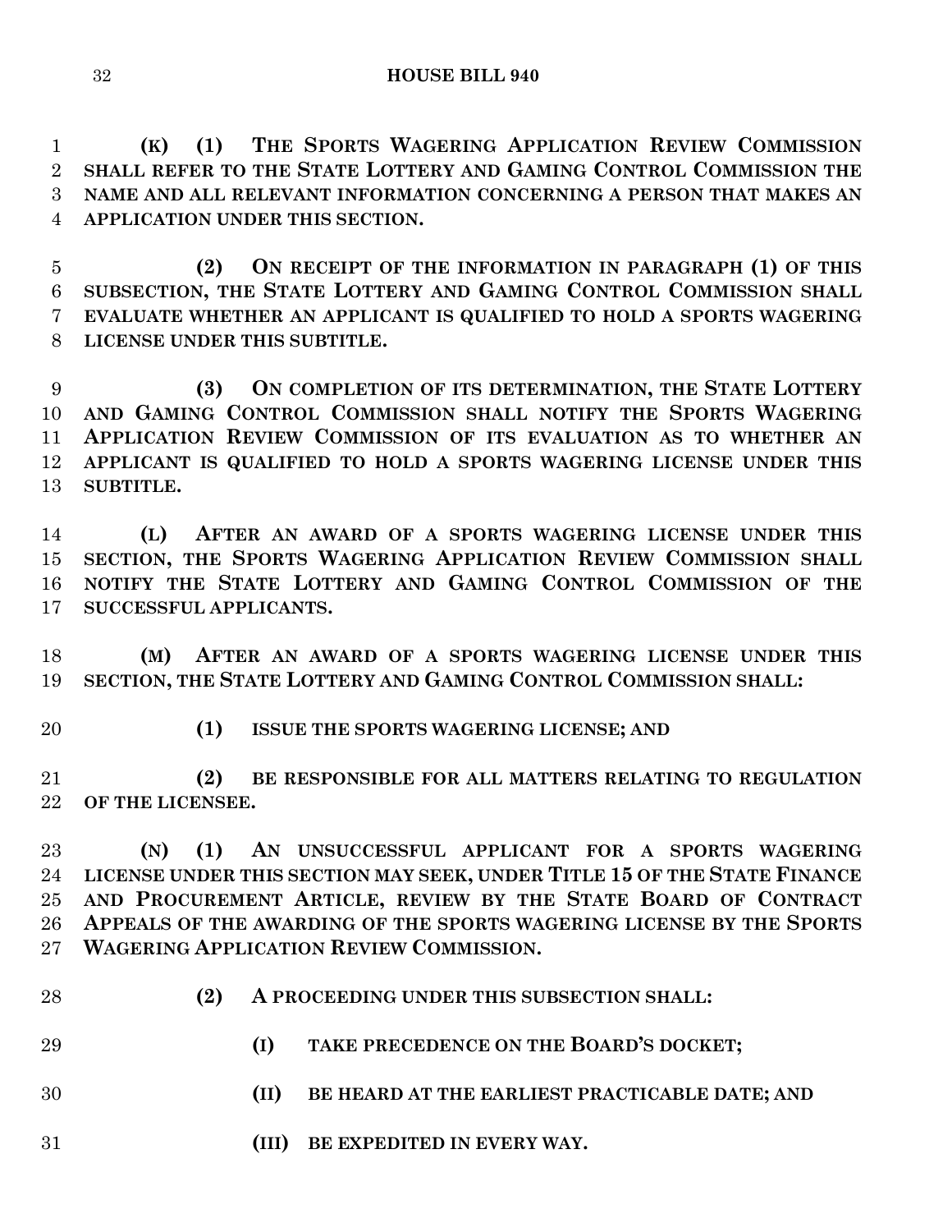**(K) (1) THE SPORTS WAGERING APPLICATION REVIEW COMMISSION SHALL REFER TO THE STATE LOTTERY AND GAMING CONTROL COMMISSION THE NAME AND ALL RELEVANT INFORMATION CONCERNING A PERSON THAT MAKES AN APPLICATION UNDER THIS SECTION.**

**(2) ON RECEIPT OF THE INFORMATION IN PARAGRAPH (1) OF THIS SUBSECTION, THE STATE LOTTERY AND GAMING CONTROL COMMISSION SHALL EVALUATE WHETHER AN APPLICANT IS QUALIFIED TO HOLD A SPORTS WAGERING LICENSE UNDER THIS SUBTITLE.**

**(3) ON COMPLETION OF ITS DETERMINATION, THE STATE LOTTERY AND GAMING CONTROL COMMISSION SHALL NOTIFY THE SPORTS WAGERING APPLICATION REVIEW COMMISSION OF ITS EVALUATION AS TO WHETHER AN APPLICANT IS QUALIFIED TO HOLD A SPORTS WAGERING LICENSE UNDER THIS SUBTITLE.**

**(L) AFTER AN AWARD OF A SPORTS WAGERING LICENSE UNDER THIS SECTION, THE SPORTS WAGERING APPLICATION REVIEW COMMISSION SHALL NOTIFY THE STATE LOTTERY AND GAMING CONTROL COMMISSION OF THE SUCCESSFUL APPLICANTS.**

**(M) AFTER AN AWARD OF A SPORTS WAGERING LICENSE UNDER THIS SECTION, THE STATE LOTTERY AND GAMING CONTROL COMMISSION SHALL:**

**(1) ISSUE THE SPORTS WAGERING LICENSE; AND**

**(2) BE RESPONSIBLE FOR ALL MATTERS RELATING TO REGULATION OF THE LICENSEE.**

**(N) (1) AN UNSUCCESSFUL APPLICANT FOR A SPORTS WAGERING LICENSE UNDER THIS SECTION MAY SEEK, UNDER TITLE 15 OF THE STATE FINANCE AND PROCUREMENT ARTICLE, REVIEW BY THE STATE BOARD OF CONTRACT APPEALS OF THE AWARDING OF THE SPORTS WAGERING LICENSE BY THE SPORTS WAGERING APPLICATION REVIEW COMMISSION.**

**(2) A PROCEEDING UNDER THIS SUBSECTION SHALL:**

**(I) TAKE PRECEDENCE ON THE BOARD'S DOCKET;**

**(II) BE HEARD AT THE EARLIEST PRACTICABLE DATE; AND**

**(III) BE EXPEDITED IN EVERY WAY.**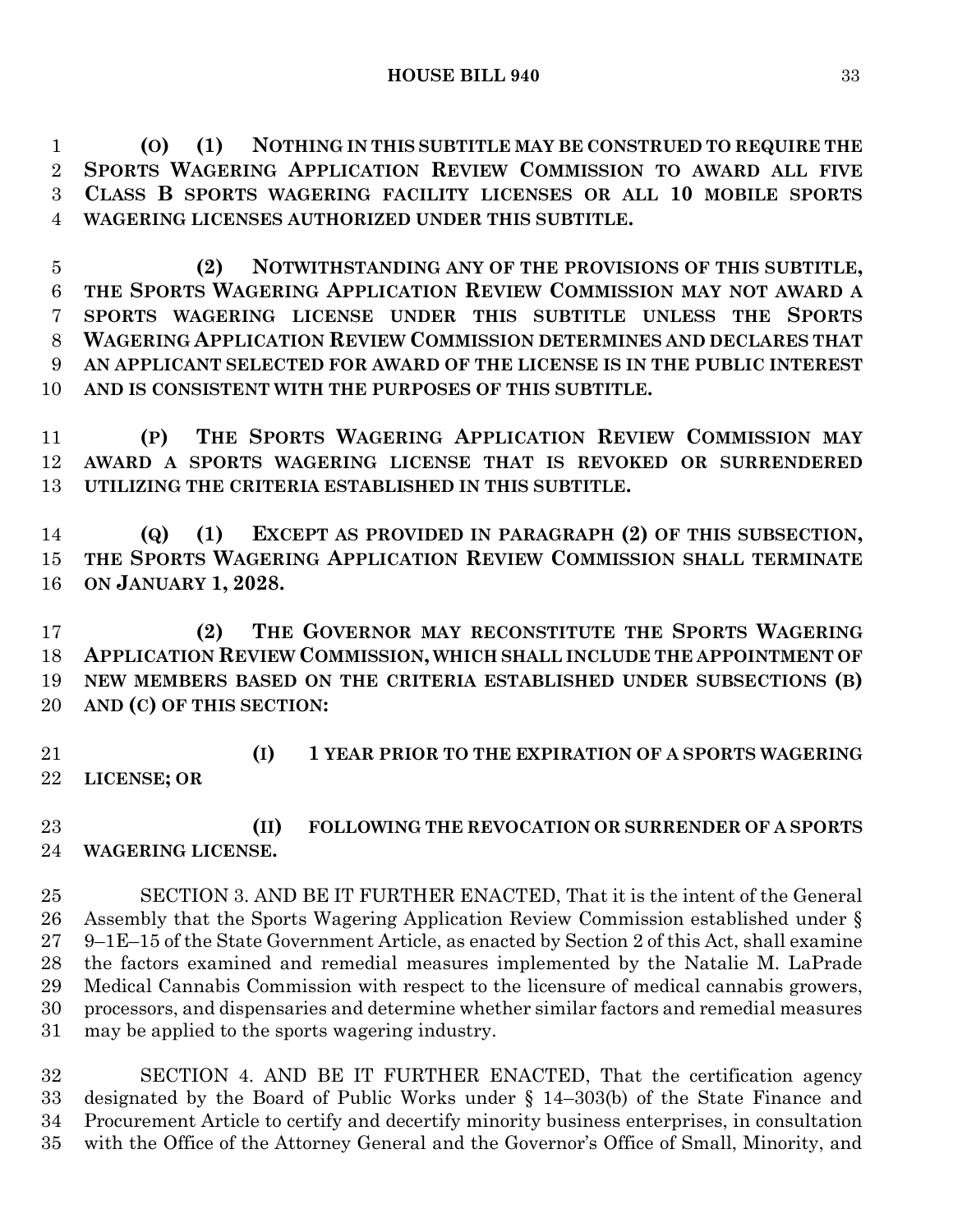**(O) (1) NOTHING IN THIS SUBTITLE MAY BE CONSTRUED TO REQUIRE THE SPORTS WAGERING APPLICATION REVIEW COMMISSION TO AWARD ALL FIVE CLASS B SPORTS WAGERING FACILITY LICENSES OR ALL 10 MOBILE SPORTS WAGERING LICENSES AUTHORIZED UNDER THIS SUBTITLE.**

**(2) NOTWITHSTANDING ANY OF THE PROVISIONS OF THIS SUBTITLE, THE SPORTS WAGERING APPLICATION REVIEW COMMISSION MAY NOT AWARD A SPORTS WAGERING LICENSE UNDER THIS SUBTITLE UNLESS THE SPORTS WAGERING APPLICATION REVIEW COMMISSION DETERMINES AND DECLARES THAT AN APPLICANT SELECTED FOR AWARD OF THE LICENSE IS IN THE PUBLIC INTEREST AND IS CONSISTENT WITH THE PURPOSES OF THIS SUBTITLE.**

**(P) THE SPORTS WAGERING APPLICATION REVIEW COMMISSION MAY AWARD A SPORTS WAGERING LICENSE THAT IS REVOKED OR SURRENDERED UTILIZING THE CRITERIA ESTABLISHED IN THIS SUBTITLE.**

**(Q) (1) EXCEPT AS PROVIDED IN PARAGRAPH (2) OF THIS SUBSECTION, THE SPORTS WAGERING APPLICATION REVIEW COMMISSION SHALL TERMINATE ON JANUARY 1, 2028.**

**(2) THE GOVERNOR MAY RECONSTITUTE THE SPORTS WAGERING APPLICATION REVIEW COMMISSION, WHICH SHALL INCLUDE THE APPOINTMENT OF NEW MEMBERS BASED ON THE CRITERIA ESTABLISHED UNDER SUBSECTIONS (B) AND (C) OF THIS SECTION:**

**(I) 1 YEAR PRIOR TO THE EXPIRATION OF A SPORTS WAGERING LICENSE; OR**

**(II) FOLLOWING THE REVOCATION OR SURRENDER OF A SPORTS WAGERING LICENSE.**

SECTION 3. AND BE IT FURTHER ENACTED, That it is the intent of the General Assembly that the Sports Wagering Application Review Commission established under § 9–1E–15 of the State Government Article, as enacted by Section 2 of this Act, shall examine the factors examined and remedial measures implemented by the Natalie M. LaPrade Medical Cannabis Commission with respect to the licensure of medical cannabis growers, processors, and dispensaries and determine whether similar factors and remedial measures may be applied to the sports wagering industry.

SECTION 4. AND BE IT FURTHER ENACTED, That the certification agency designated by the Board of Public Works under § 14–303(b) of the State Finance and Procurement Article to certify and decertify minority business enterprises, in consultation with the Office of the Attorney General and the Governor's Office of Small, Minority, and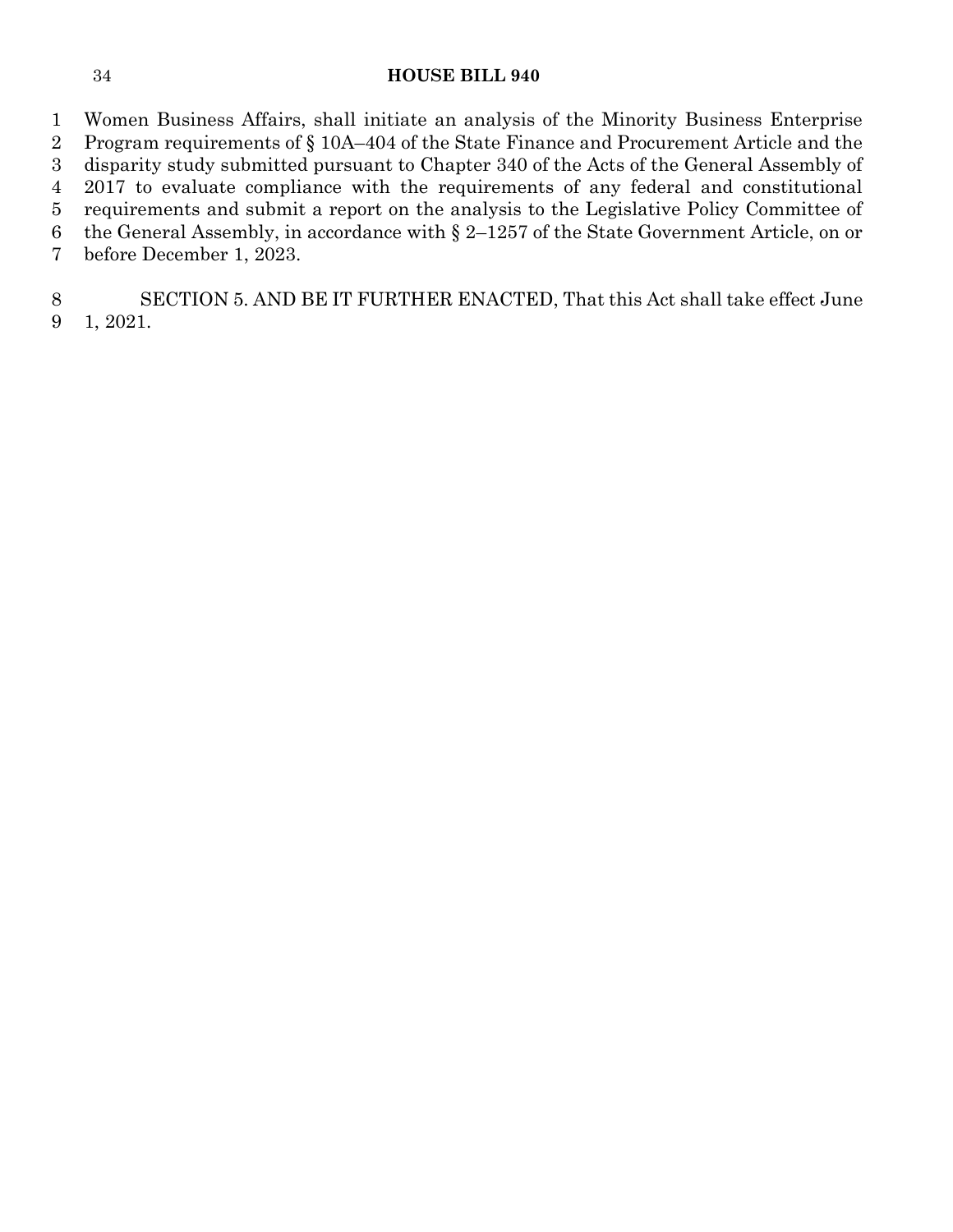Women Business Affairs, shall initiate an analysis of the Minority Business Enterprise Program requirements of § 10A–404 of the State Finance and Procurement Article and the disparity study submitted pursuant to Chapter 340 of the Acts of the General Assembly of 2017 to evaluate compliance with the requirements of any federal and constitutional requirements and submit a report on the analysis to the Legislative Policy Committee of the General Assembly, in accordance with § 2–1257 of the State Government Article, on or before December 1, 2023.

SECTION 5. AND BE IT FURTHER ENACTED, That this Act shall take effect June 1, 2021.